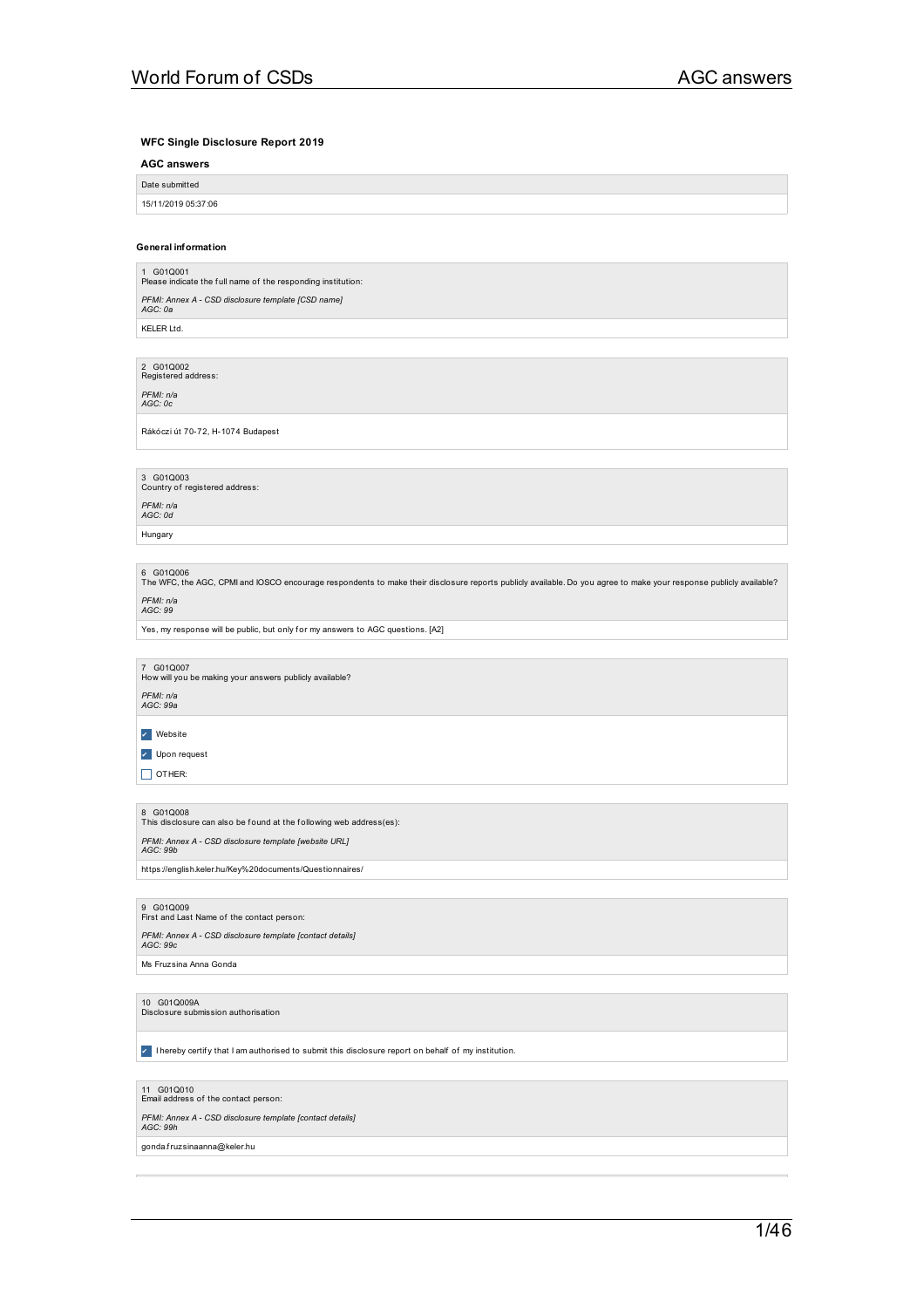### WFC Single Disclosure Report 2019

#### AGC answers

Date submitted

15/11/2019 05:37:06

#### General information

1 G01Q001
Please indicate the full name of the responding institution:

*PFMI: Annex A - CSD disclosure template [CSD name]*
*AGC: 0a*

KELER Ltd.

2 G01Q002
Registered address:

*PFMI: n/a*
*AGC: 0c*

Rákóczi út 70-72, H-1074 Budapest

3 G01Q003
Country of registered address:

*PFMI: n/a*
*AGC: 0d*

Hungary

6 G01Q006
The WFC, the AGC, CPMI and IOSCO encourage respondents to make their disclosure reports publicly available. Do you agree to make your response publicly available?

*PFMI: n/a*
*AGC: 99*

Yes, my response will be public, but only for my answers to AGC questions. [A2]

7 G01Q007
How will you be making your answers publicly available?

*PFMI: n/a*
*AGC: 99a*

- [x] Website
- [x] Upon request
- [ ] OTHER:

8 G01Q008
This disclosure can also be found at the following web address(es):

*PFMI: Annex A - CSD disclosure template [website URL]*
*AGC: 99b*

https://english.keler.hu/Key%20documents/Questionnaires/

9 G01Q009
First and Last Name of the contact person:

*PFMI: Annex A - CSD disclosure template [contact details]*
*AGC: 99c*

Ms Fruzsina Anna Gonda

10 G01Q009A
Disclosure submission authorisation

- [x] I hereby certify that I am authorised to submit this disclosure report on behalf of my institution.

11 G01Q010
Email address of the contact person:

*PFMI: Annex A - CSD disclosure template [contact details]*
*AGC: 99h*

gonda.fruzsinaanna@keler.hu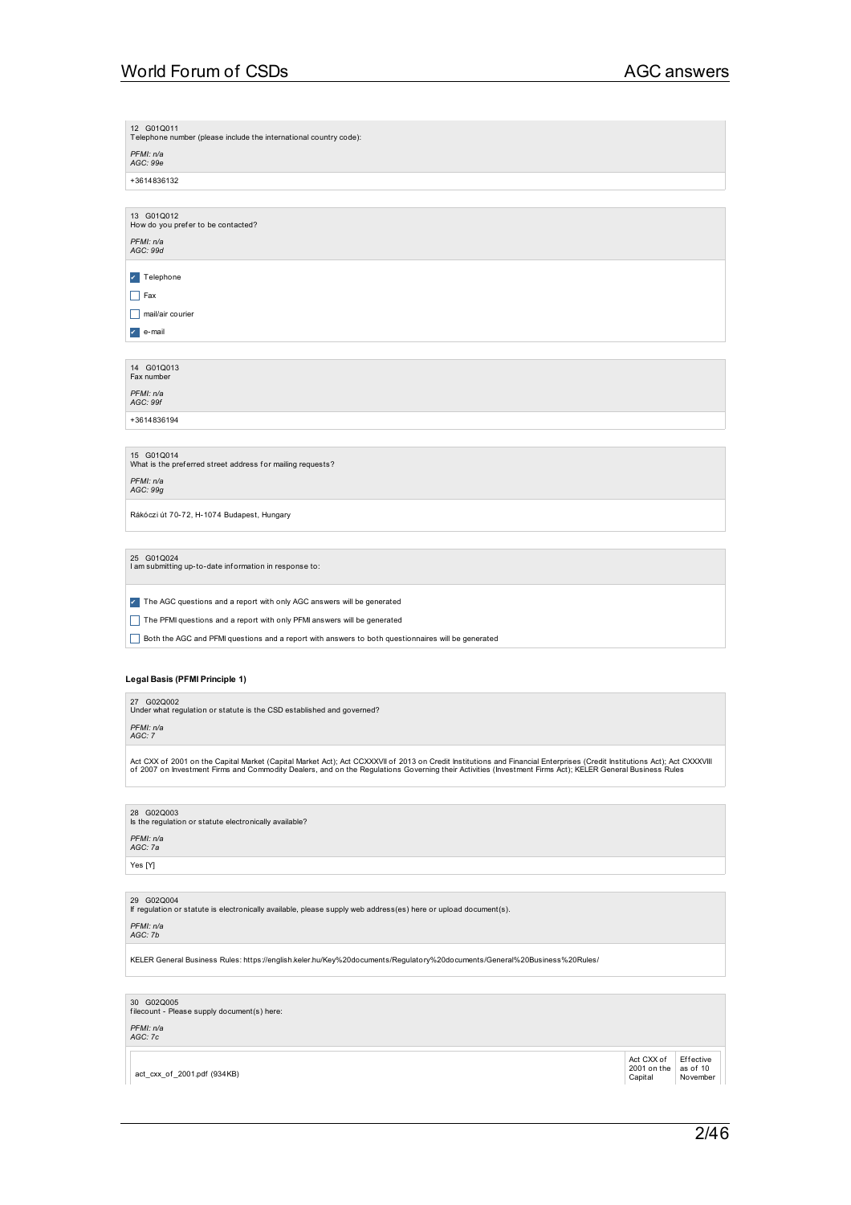12 G01Q011
Telephone number (please include the international country code):

*PFMI: n/a*
*AGC: 99e*

+3614836132

13 G01Q012
How do you prefer to be contacted?

*PFMI: n/a*
*AGC: 99d*

- [x] Telephone
- [ ] Fax
- [ ] mail/air courier
- [x] e-mail

14 G01Q013
Fax number

*PFMI: n/a*
*AGC: 99f*

+3614836194

15 G01Q014
What is the preferred street address for mailing requests?

*PFMI: n/a*
*AGC: 99g*

Rákóczi út 70-72, H-1074 Budapest, Hungary

25 G01Q024
I am submitting up-to-date information in response to:

- [x] The AGC questions and a report with only AGC answers will be generated
- [ ] The PFMI questions and a report with only PFMI answers will be generated
- [ ] Both the AGC and PFMI questions and a report with answers to both questionnaires will be generated

**Legal Basis (PFMI Principle 1)**

27 G02Q002
Under what regulation or statute is the CSD established and governed?

*PFMI: n/a*
*AGC: 7*

Act CXX of 2001 on the Capital Market (Capital Market Act); Act CCXXXVII of 2013 on Credit Institutions and Financial Enterprises (Credit Institutions Act); Act CXXXVIII of 2007 on Investment Firms and Commodity Dealers, and on the Regulations Governing their Activities (Investment Firms Act); KELER General Business Rules

28 G02Q003
Is the regulation or statute electronically available?

*PFMI: n/a*
*AGC: 7a*

Yes [Y]

29 G02Q004
If regulation or statute is electronically available, please supply web address(es) here or upload document(s).

*PFMI: n/a*
*AGC: 7b*

KELER General Business Rules: https://english.keler.hu/Key%20documents/Regulatory%20documents/General%20Business%20Rules/

30 G02Q005
filecount - Please supply document(s) here:

*PFMI: n/a*
*AGC: 7c*

| | | |
|---|---|---|
| act_cxx_of_2001.pdf (934KB) | Act CXX of 2001 on the Capital | Effective as of 10 November |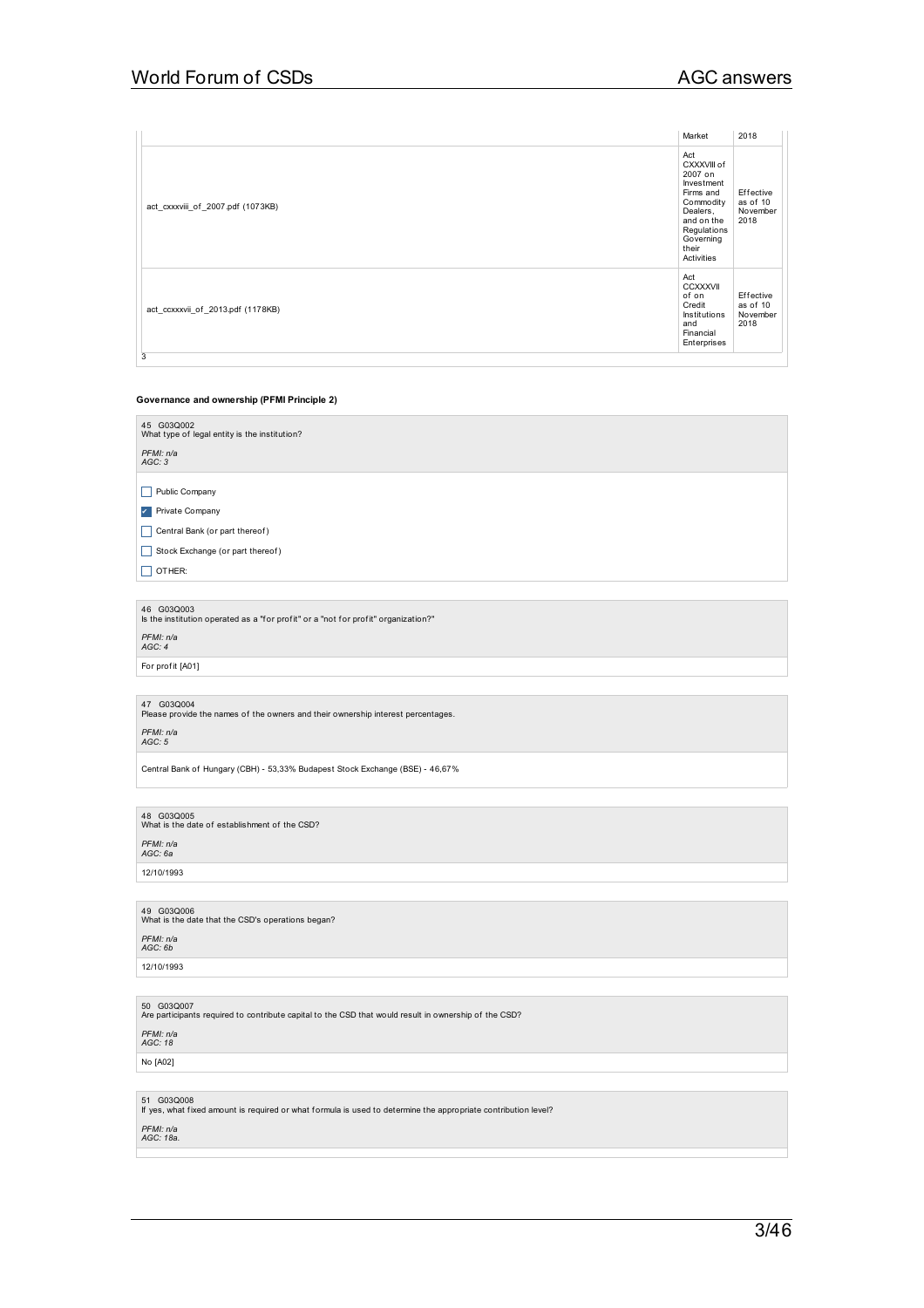| | Market | 2018 |
|---|---|---|
| act_cxxxviii_of_2007.pdf (1073KB) | Act CXXXVIII of 2007 on Investment Firms and Commodity Dealers, and on the Regulations Governing their Activities | Effective as of 10 November 2018 |
| act_ccxxxvii_of_2013.pdf (1178KB) | Act CCXXXVII of on Credit Institutions and Financial Enterprises | Effective as of 10 November 2018 |

3

**Governance and ownership (PFMI Principle 2)**

45 G03Q002
What type of legal entity is the institution?

*PFMI: n/a*
*AGC: 3*

- [ ] Public Company
- [x] Private Company
- [ ] Central Bank (or part thereof)
- [ ] Stock Exchange (or part thereof)
- [ ] OTHER:

46 G03Q003
Is the institution operated as a "for profit" or a "not for profit" organization?"

*PFMI: n/a*
*AGC: 4*

For profit [A01]

47 G03Q004
Please provide the names of the owners and their ownership interest percentages.

*PFMI: n/a*
*AGC: 5*

Central Bank of Hungary (CBH) - 53,33% Budapest Stock Exchange (BSE) - 46,67%

48 G03Q005
What is the date of establishment of the CSD?

*PFMI: n/a*
*AGC: 6a*

12/10/1993

49 G03Q006
What is the date that the CSD's operations began?

*PFMI: n/a*
*AGC: 6b*

12/10/1993

50 G03Q007
Are participants required to contribute capital to the CSD that would result in ownership of the CSD?

*PFMI: n/a*
*AGC: 18*

No [A02]

51 G03Q008
If yes, what fixed amount is required or what formula is used to determine the appropriate contribution level?

*PFMI: n/a*
*AGC: 18a.*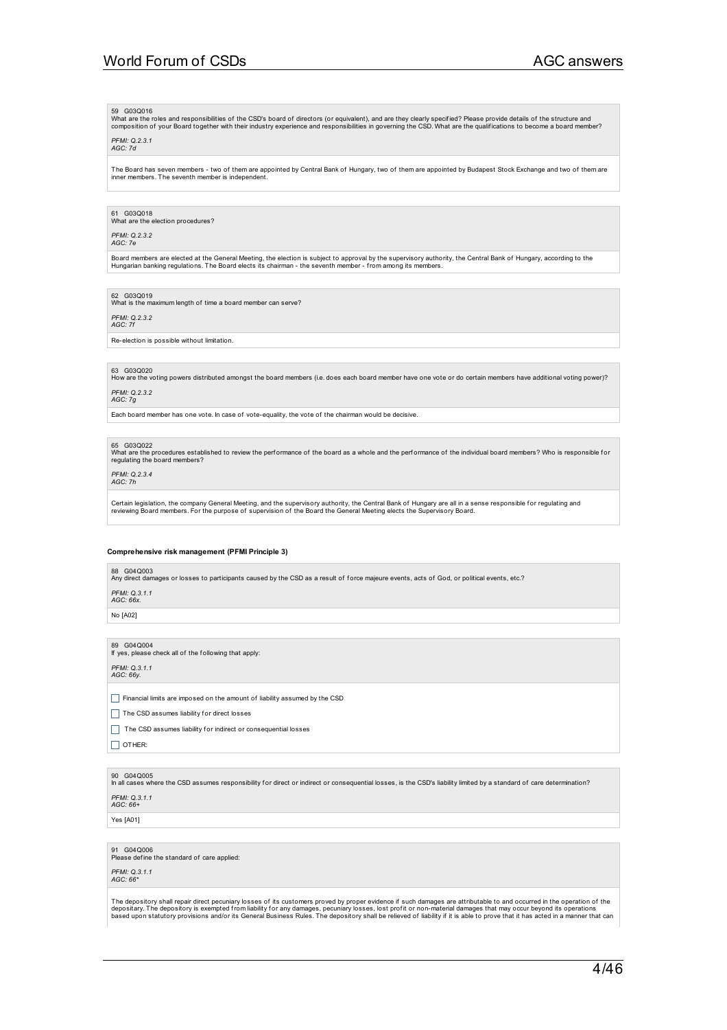59 G03Q016
What are the roles and responsibilities of the CSD's board of directors (or equivalent), and are they clearly specified? Please provide details of the structure and composition of your Board together with their industry experience and responsibilities in governing the CSD. What are the qualifications to become a board member?

*PFMI: Q.2.3.1*
*AGC: 7d*

The Board has seven members - two of them are appointed by Central Bank of Hungary, two of them are appointed by Budapest Stock Exchange and two of them are inner members. The seventh member is independent.

61 G03Q018
What are the election procedures?

*PFMI: Q.2.3.2*
*AGC: 7e*

Board members are elected at the General Meeting, the election is subject to approval by the supervisory authority, the Central Bank of Hungary, according to the Hungarian banking regulations. The Board elects its chairman - the seventh member - from among its members.

62 G03Q019
What is the maximum length of time a board member can serve?

*PFMI: Q.2.3.2*
*AGC: 7f*

Re-election is possible without limitation.

63 G03Q020
How are the voting powers distributed amongst the board members (i.e. does each board member have one vote or do certain members have additional voting power)?

*PFMI: Q.2.3.2*
*AGC: 7g*

Each board member has one vote. In case of vote-equality, the vote of the chairman would be decisive.

65 G03Q022
What are the procedures established to review the performance of the board as a whole and the performance of the individual board members? Who is responsible for regulating the board members?

*PFMI: Q.2.3.4*
*AGC: 7h*

Certain legislation, the company General Meeting, and the supervisory authority, the Central Bank of Hungary are all in a sense responsible for regulating and reviewing Board members. For the purpose of supervision of the Board the General Meeting elects the Supervisory Board.

### Comprehensive risk management (PFMI Principle 3)

88 G04Q003
Any direct damages or losses to participants caused by the CSD as a result of force majeure events, acts of God, or political events, etc.?

*PFMI: Q.3.1.1*
*AGC: 66x.*

No [A02]

89 G04Q004
If yes, please check all of the following that apply:

*PFMI: Q.3.1.1*
*AGC: 66y.*

- [ ] Financial limits are imposed on the amount of liability assumed by the CSD
- [ ] The CSD assumes liability for direct losses
- [ ] The CSD assumes liability for indirect or consequential losses
- [ ] OTHER:

90 G04Q005
In all cases where the CSD assumes responsibility for direct or indirect or consequential losses, is the CSD's liability limited by a standard of care determination?

*PFMI: Q.3.1.1*
*AGC: 66+*

Yes [A01]

91 G04Q006
Please define the standard of care applied:

*PFMI: Q.3.1.1*
*AGC: 66**

The depository shall repair direct pecuniary losses of its customers proved by proper evidence if such damages are attributable to and occurred in the operation of the depositary. The depository is exempted from liability for any damages, pecuniary losses, lost profit or non-material damages that may occur beyond its operations based upon statutory provisions and/or its General Business Rules. The depository shall be relieved of liability if it is able to prove that it has acted in a manner that can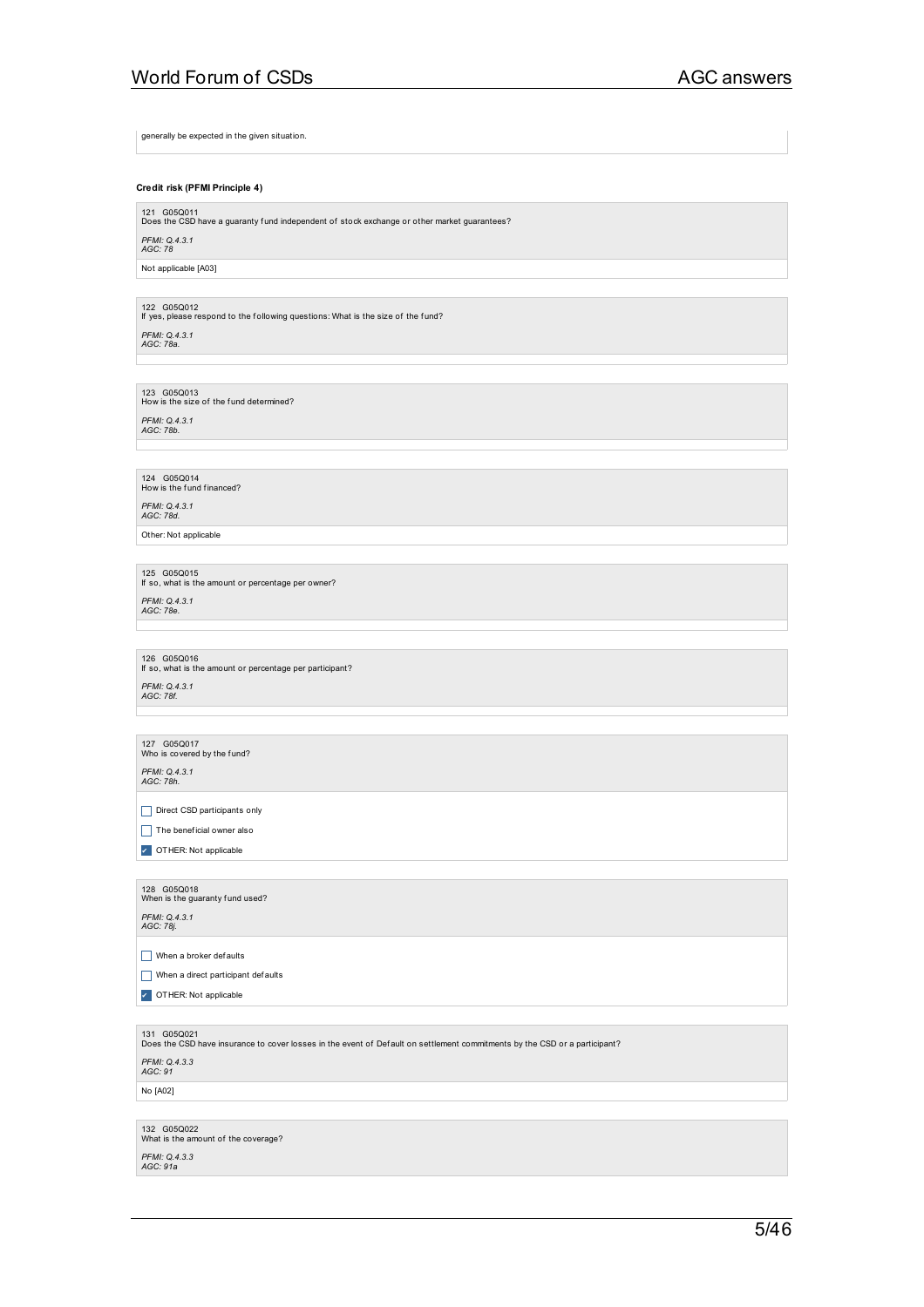generally be expected in the given situation.

**Credit risk (PFMI Principle 4)**

121 G05Q011
Does the CSD have a guaranty fund independent of stock exchange or other market guarantees?

*PFMI: Q.4.3.1*
*AGC: 78*

Not applicable [A03]

122 G05Q012
If yes, please respond to the following questions: What is the size of the fund?

*PFMI: Q.4.3.1*
*AGC: 78a.*

123 G05Q013
How is the size of the fund determined?

*PFMI: Q.4.3.1*
*AGC: 78b.*

124 G05Q014
How is the fund financed?

*PFMI: Q.4.3.1*
*AGC: 78d.*

Other: Not applicable

125 G05Q015
If so, what is the amount or percentage per owner?

*PFMI: Q.4.3.1*
*AGC: 78e.*

126 G05Q016
If so, what is the amount or percentage per participant?

*PFMI: Q.4.3.1*
*AGC: 78f.*

127 G05Q017
Who is covered by the fund?

*PFMI: Q.4.3.1*
*AGC: 78h.*

- [ ] Direct CSD participants only
- [ ] The beneficial owner also
- [x] OTHER: Not applicable

128 G05Q018
When is the guaranty fund used?

*PFMI: Q.4.3.1*
*AGC: 78j.*

- [ ] When a broker defaults
- [ ] When a direct participant defaults
- [x] OTHER: Not applicable

131 G05Q021
Does the CSD have insurance to cover losses in the event of Default on settlement commitments by the CSD or a participant?

*PFMI: Q.4.3.3*
*AGC: 91*

No [A02]

132 G05Q022
What is the amount of the coverage?

*PFMI: Q.4.3.3*
*AGC: 91a*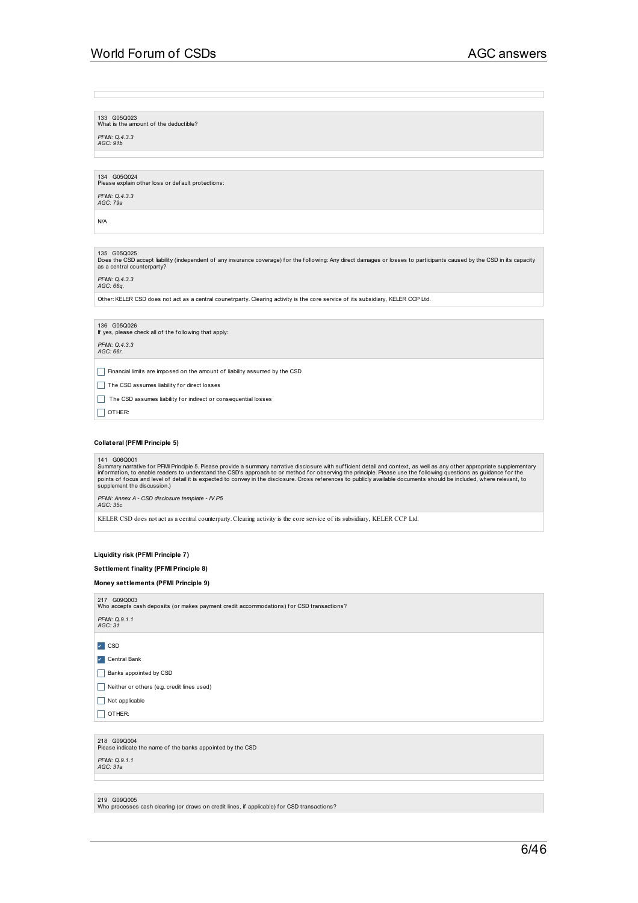133 G05Q023
What is the amount of the deductible?

*PFMI: Q.4.3.3*
*AGC: 91b*

134 G05Q024
Please explain other loss or default protections:

*PFMI: Q.4.3.3*
*AGC: 79a*

N/A

135 G05Q025
Does the CSD accept liability (independent of any insurance coverage) for the following: Any direct damages or losses to participants caused by the CSD in its capacity as a central counterparty?

*PFMI: Q.4.3.3*
*AGC: 66q.*

Other: KELER CSD does not act as a central counetrparty. Clearing activity is the core service of its subsidiary, KELER CCP Ltd.

136 G05Q026
If yes, please check all of the following that apply:

*PFMI: Q.4.3.3*
*AGC: 66r.*

- [ ] Financial limits are imposed on the amount of liability assumed by the CSD
- [ ] The CSD assumes liability for direct losses
- [ ] The CSD assumes liability for indirect or consequential losses
- [ ] OTHER:

**Collateral (PFMI Principle 5)**

141 G06Q001
Summary narrative for PFMI Principle 5. Please provide a summary narrative disclosure with sufficient detail and context, as well as any other appropriate supplementary information, to enable readers to understand the CSD's approach to or method for observing the principle. Please use the following questions as guidance for the points of focus and level of detail it is expected to convey in the disclosure. Cross references to publicly available documents should be included, where relevant, to supplement the discussion.)

*PFMI: Annex A - CSD disclosure template - IV.P5*
*AGC: 35c*

KELER CSD does not act as a central counterparty. Clearing activity is the core service of its subsidiary, KELER CCP Ltd.

**Liquidity risk (PFMI Principle 7)**

**Settlement finality (PFMI Principle 8)**

**Money settlements (PFMI Principle 9)**

217 G09Q003
Who accepts cash deposits (or makes payment credit accommodations) for CSD transactions?

*PFMI: Q.9.1.1*
*AGC: 31*

- [x] CSD
- [x] Central Bank
- [ ] Banks appointed by CSD
- [ ] Neither or others (e.g. credit lines used)
- [ ] Not applicable
- [ ] OTHER:

218 G09Q004
Please indicate the name of the banks appointed by the CSD

*PFMI: Q.9.1.1*
*AGC: 31a*

219 G09Q005
Who processes cash clearing (or draws on credit lines, if applicable) for CSD transactions?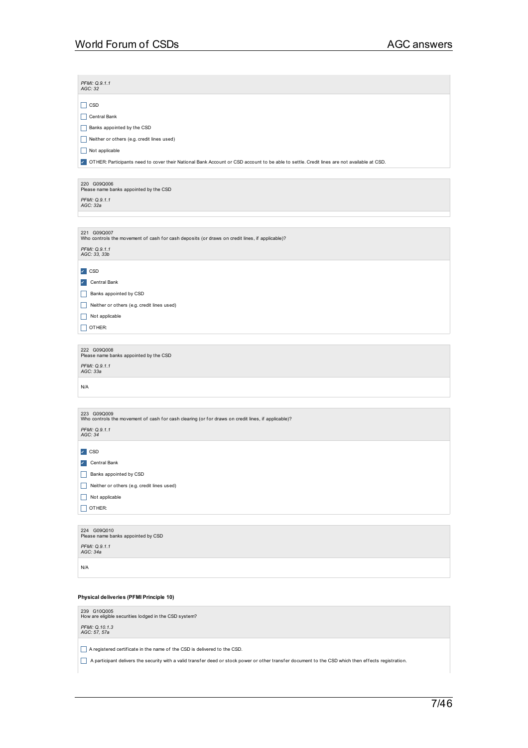*PFMI: Q.9.1.1*
*AGC: 32*

- [ ] CSD
- [ ] Central Bank
- [ ] Banks appointed by the CSD
- [ ] Neither or others (e.g. credit lines used)
- [ ] Not applicable
- [x] OTHER: Participants need to cover their National Bank Account or CSD account to be able to settle. Credit lines are not available at CSD.

220 G09Q006
Please name banks appointed by the CSD

*PFMI: Q.9.1.1*
*AGC: 32a*

221 G09Q007
Who controls the movement of cash for cash deposits (or draws on credit lines, if applicable)?

*PFMI: Q.9.1.1*
*AGC: 33, 33b*

- [x] CSD
- [x] Central Bank
- [ ] Banks appointed by CSD
- [ ] Neither or others (e.g. credit lines used)
- [ ] Not applicable
- [ ] OTHER:

222 G09Q008
Please name banks appointed by the CSD

*PFMI: Q.9.1.1*
*AGC: 33a*

N/A

223 G09Q009
Who controls the movement of cash for cash clearing (or for draws on credit lines, if applicable)?

*PFMI: Q.9.1.1*
*AGC: 34*

- [x] CSD
- [x] Central Bank
- [ ] Banks appointed by CSD
- [ ] Neither or others (e.g. credit lines used)
- [ ] Not applicable
- [ ] OTHER:

224 G09Q010
Please name banks appointed by CSD

*PFMI: Q.9.1.1*
*AGC: 34a*

N/A

**Physical deliveries (PFMI Principle 10)**

239 G10Q005
How are eligible securities lodged in the CSD system?

*PFMI: Q.10.1.3*
*AGC: 57, 57a*

- [ ] A registered certificate in the name of the CSD is delivered to the CSD.
- [ ] A participant delivers the security with a valid transfer deed or stock power or other transfer document to the CSD which then effects registration.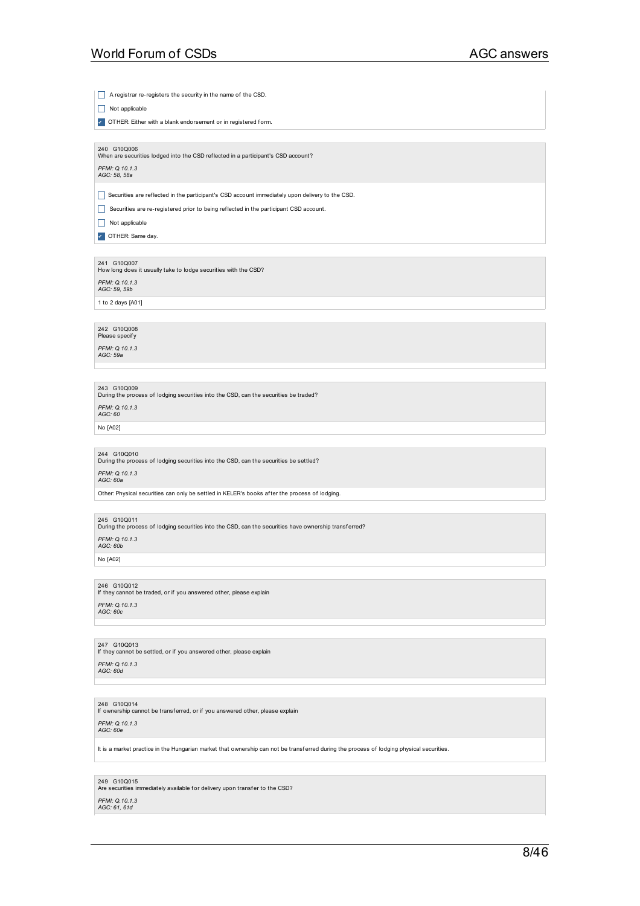- [ ] A registrar re-registers the security in the name of the CSD.
- [ ] Not applicable
- [x] OTHER: Either with a blank endorsement or in registered form.

240 G10Q006
When are securities lodged into the CSD reflected in a participant's CSD account?

*PFMI: Q.10.1.3*
*AGC: 58, 58a*

- [ ] Securities are reflected in the participant's CSD account immediately upon delivery to the CSD.
- [ ] Securities are re-registered prior to being reflected in the participant CSD account.
- [ ] Not applicable
- [x] OTHER: Same day.

241 G10Q007
How long does it usually take to lodge securities with the CSD?

*PFMI: Q.10.1.3*
*AGC: 59, 59b*

1 to 2 days [A01]

242 G10Q008
Please specify

*PFMI: Q.10.1.3*
*AGC: 59a*

243 G10Q009
During the process of lodging securities into the CSD, can the securities be traded?

*PFMI: Q.10.1.3*
*AGC: 60*

No [A02]

244 G10Q010
During the process of lodging securities into the CSD, can the securities be settled?

*PFMI: Q.10.1.3*
*AGC: 60a*

Other: Physical securities can only be settled in KELER's books after the process of lodging.

245 G10Q011
During the process of lodging securities into the CSD, can the securities have ownership transferred?

*PFMI: Q.10.1.3*
*AGC: 60b*

No [A02]

246 G10Q012
If they cannot be traded, or if you answered other, please explain

*PFMI: Q.10.1.3*
*AGC: 60c*

247 G10Q013
If they cannot be settled, or if you answered other, please explain

*PFMI: Q.10.1.3*
*AGC: 60d*

248 G10Q014
If ownership cannot be transferred, or if you answered other, please explain

*PFMI: Q.10.1.3*
*AGC: 60e*

It is a market practice in the Hungarian market that ownership can not be transferred during the process of lodging physical securities.

249 G10Q015
Are securities immediately available for delivery upon transfer to the CSD?

*PFMI: Q.10.1.3*
*AGC: 61, 61d*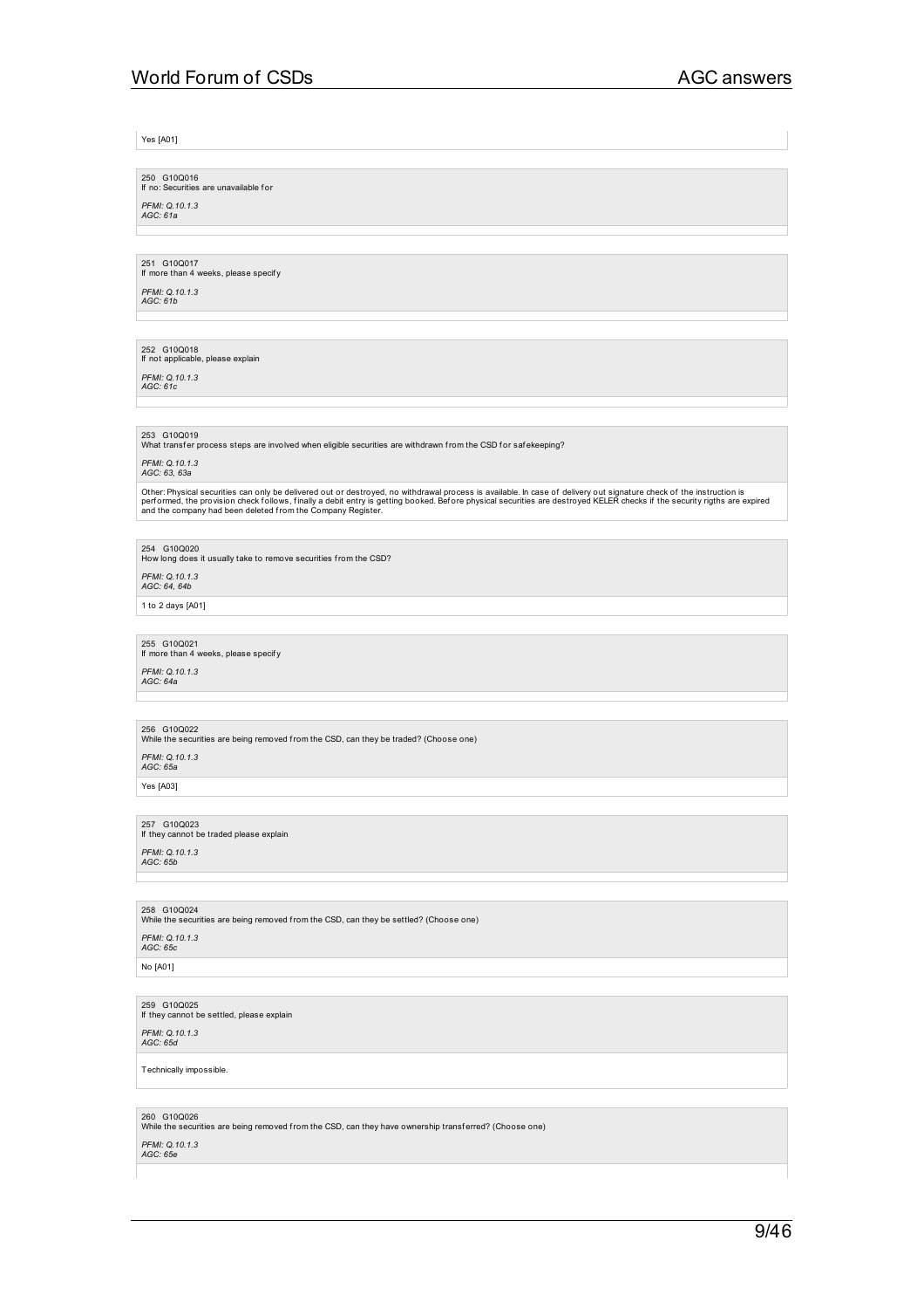Yes [A01]

250 G10Q016
If no: Securities are unavailable for

*PFMI: Q.10.1.3*
*AGC: 61a*

251 G10Q017
If more than 4 weeks, please specify

*PFMI: Q.10.1.3*
*AGC: 61b*

252 G10Q018
If not applicable, please explain

*PFMI: Q.10.1.3*
*AGC: 61c*

253 G10Q019
What transfer process steps are involved when eligible securities are withdrawn from the CSD for safekeeping?

*PFMI: Q.10.1.3*
*AGC: 63, 63a*

Other: Physical securities can only be delivered out or destroyed, no withdrawal process is available. In case of delivery out signature check of the instruction is performed, the provision check follows, finally a debit entry is getting booked. Before physical securities are destroyed KELER checks if the security rigths are expired and the company had been deleted from the Company Register.

254 G10Q020
How long does it usually take to remove securities from the CSD?

*PFMI: Q.10.1.3*
*AGC: 64, 64b*

1 to 2 days [A01]

255 G10Q021
If more than 4 weeks, please specify

*PFMI: Q.10.1.3*
*AGC: 64a*

256 G10Q022
While the securities are being removed from the CSD, can they be traded? (Choose one)

*PFMI: Q.10.1.3*
*AGC: 65a*

Yes [A03]

257 G10Q023
If they cannot be traded please explain

*PFMI: Q.10.1.3*
*AGC: 65b*

258 G10Q024
While the securities are being removed from the CSD, can they be settled? (Choose one)

*PFMI: Q.10.1.3*
*AGC: 65c*

No [A01]

259 G10Q025
If they cannot be settled, please explain

*PFMI: Q.10.1.3*
*AGC: 65d*

Technically impossible.

260 G10Q026
While the securities are being removed from the CSD, can they have ownership transferred? (Choose one)

*PFMI: Q.10.1.3*
*AGC: 65e*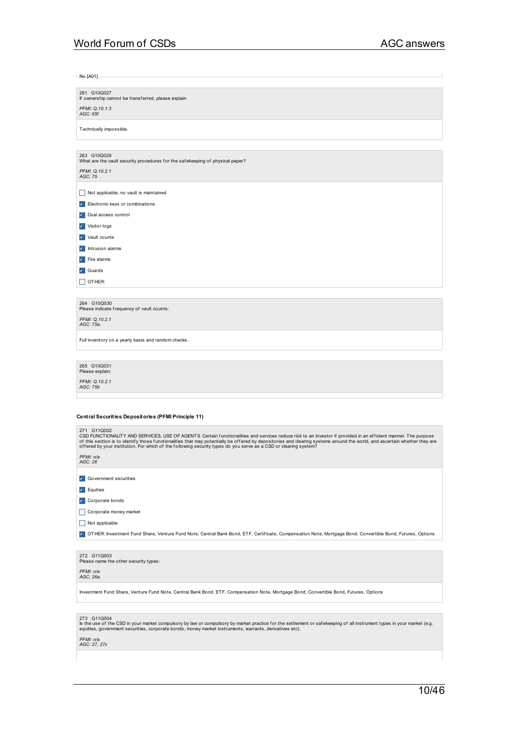No [A01]

261 G10Q027
If ownership cannot be transferred, please explain

*PFMI: Q.10.1.3*
*AGC: 65f*

Technically impossible.

263 G10Q029
What are the vault security procedures for the safekeeping of physical paper?

*PFMI: Q.10.2.1*
*AGC: 75*

- [ ] Not applicable, no vault is maintained
- [x] Electronic keys or combinations
- [x] Dual access control
- [x] Visitor logs
- [x] Vault counts
- [x] Intrusion alarms
- [x] Fire alarms
- [x] Guards
- [ ] OTHER:

264 G10Q030
Please indicate frequency of vault counts:

*PFMI: Q.10.2.1*
*AGC: 75a.*

Full inventory on a yearly basis and random checks.

265 G10Q031
Please explain:

*PFMI: Q.10.2.1*
*AGC: 75b*

**Central Securities Depositories (PFMI Principle 11)**

271 G11Q002
CSD FUNCTIONALITY AND SERVICES, USE OF AGENTS. Certain functionalities and services reduce risk to an investor if provided in an efficient manner. The purpose of this section is to identify those functionalities that may potentially be offered by depositories and clearing systems around the world, and ascertain whether they are offered by your institution. For which of the following security types do you serve as a CSD or clearing system?

*PFMI: n/a*
*AGC: 26*

- [x] Government securities
- [x] Equities
- [x] Corporate bonds
- [ ] Corporate money market
- [ ] Not applicable
- [x] OTHER: Investment Fund Share, Venture Fund Note, Central Bank Bond, ETF, Certificate, Compensation Note, Mortgage Bond, Convertible Bond, Futures, Options

272 G11Q003
Please name the other security types:

*PFMI: n/a*
*AGC: 26a.*

Investment Fund Share, Venture Fund Note, Central Bank Bond, ETF, Compensation Note, Mortgage Bond, Convertible Bond, Futures, Options

273 G11Q004
Is the use of the CSD in your market compulsory by law or compulsory by market practice for the settlement or safekeeping of all instrument types in your market (e.g. equities, government securities, corporate bonds, money market instruments, warrants, derivatives etc).

*PFMI: n/a*
*AGC: 27, 27c*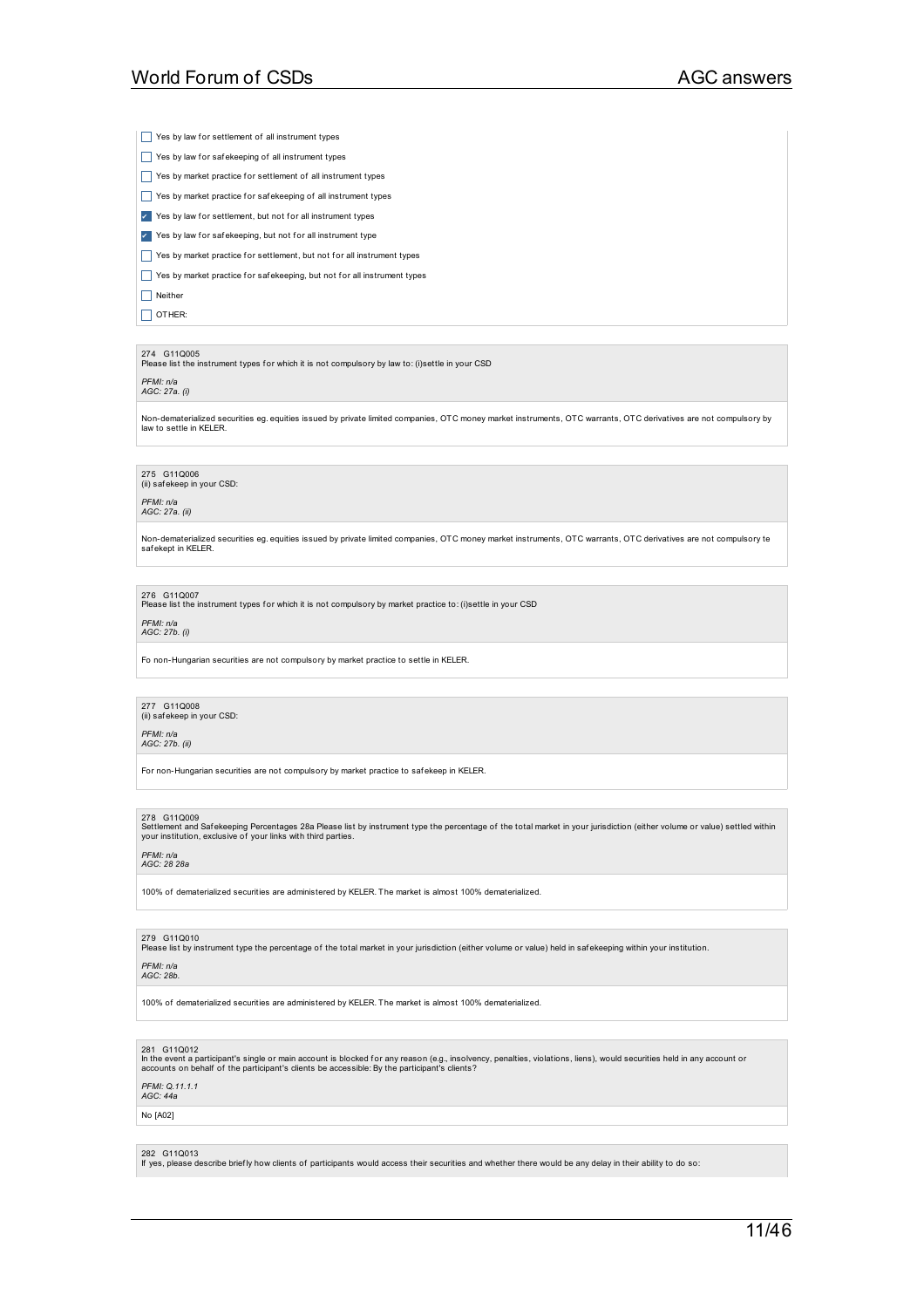- [ ] Yes by law for settlement of all instrument types
- [ ] Yes by law for safekeeping of all instrument types
- [ ] Yes by market practice for settlement of all instrument types
- [ ] Yes by market practice for safekeeping of all instrument types
- [x] Yes by law for settlement, but not for all instrument types
- [x] Yes by law for safekeeping, but not for all instrument type
- [ ] Yes by market practice for settlement, but not for all instrument types
- [ ] Yes by market practice for safekeeping, but not for all instrument types
- [ ] Neither
- [ ] OTHER:

274 G11Q005
Please list the instrument types for which it is not compulsory by law to: (i)settle in your CSD

*PFMI: n/a*
*AGC: 27a. (i)*

Non-dematerialized securities eg. equities issued by private limited companies, OTC money market instruments, OTC warrants, OTC derivatives are not compulsory by law to settle in KELER.

275 G11Q006
(ii) safekeep in your CSD:

*PFMI: n/a*
*AGC: 27a. (ii)*

Non-dematerialized securities eg. equities issued by private limited companies, OTC money market instruments, OTC warrants, OTC derivatives are not compulsory te safekept in KELER.

276 G11Q007
Please list the instrument types for which it is not compulsory by market practice to: (i)settle in your CSD

*PFMI: n/a*
*AGC: 27b. (i)*

Fo non-Hungarian securities are not compulsory by market practice to settle in KELER.

277 G11Q008
(ii) safekeep in your CSD:

*PFMI: n/a*
*AGC: 27b. (ii)*

For non-Hungarian securities are not compulsory by market practice to safekeep in KELER.

278 G11Q009
Settlement and Safekeeping Percentages 28a Please list by instrument type the percentage of the total market in your jurisdiction (either volume or value) settled within your institution, exclusive of your links with third parties.

*PFMI: n/a*
*AGC: 28 28a*

100% of dematerialized securities are administered by KELER. The market is almost 100% dematerialized.

279 G11Q010
Please list by instrument type the percentage of the total market in your jurisdiction (either volume or value) held in safekeeping within your institution.

*PFMI: n/a*
*AGC: 28b.*

100% of dematerialized securities are administered by KELER. The market is almost 100% dematerialized.

281 G11Q012
In the event a participant's single or main account is blocked for any reason (e.g., insolvency, penalties, violations, liens), would securities held in any account or accounts on behalf of the participant's clients be accessible: By the participant's clients?

*PFMI: Q.11.1.1*
*AGC: 44a*

No [A02]

282 G11Q013
If yes, please describe briefly how clients of participants would access their securities and whether there would be any delay in their ability to do so: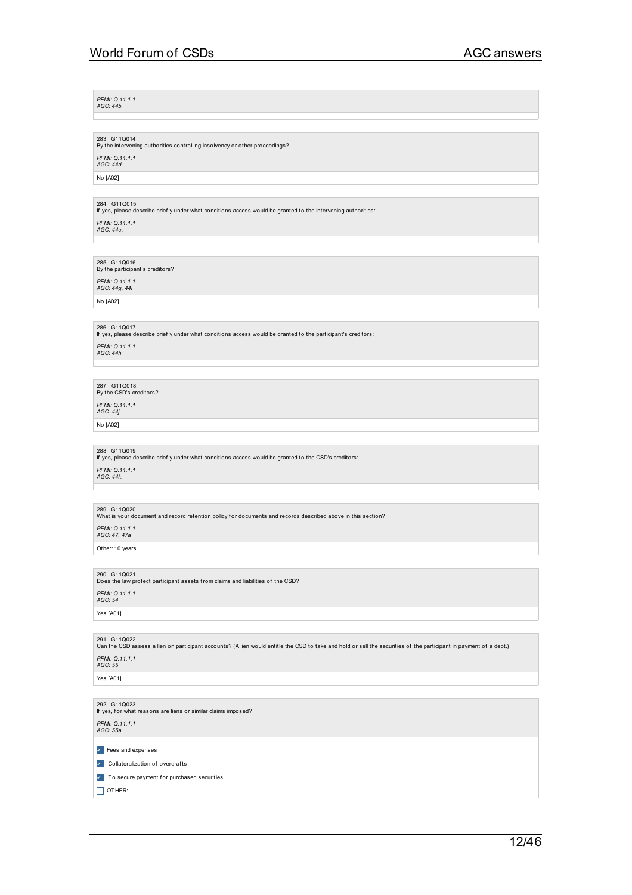*PFMI: Q.11.1.1*
*AGC: 44b*

283 G11Q014
By the intervening authorities controlling insolvency or other proceedings?

*PFMI: Q.11.1.1*
*AGC: 44d.*

No [A02]

284 G11Q015
If yes, please describe briefly under what conditions access would be granted to the intervening authorities:

*PFMI: Q.11.1.1*
*AGC: 44e.*

285 G11Q016
By the participant's creditors?

*PFMI: Q.11.1.1*
*AGC: 44g, 44i*

No [A02]

286 G11Q017
If yes, please describe briefly under what conditions access would be granted to the participant's creditors:

*PFMI: Q.11.1.1*
*AGC: 44h*

287 G11Q018
By the CSD's creditors?

*PFMI: Q.11.1.1*
*AGC: 44j.*

No [A02]

288 G11Q019
If yes, please describe briefly under what conditions access would be granted to the CSD's creditors:

*PFMI: Q.11.1.1*
*AGC: 44k.*

289 G11Q020
What is your document and record retention policy for documents and records described above in this section?

*PFMI: Q.11.1.1*
*AGC: 47, 47a*

Other: 10 years

290 G11Q021
Does the law protect participant assets from claims and liabilities of the CSD?

*PFMI: Q.11.1.1*
*AGC: 54*

Yes [A01]

291 G11Q022
Can the CSD assess a lien on participant accounts? (A lien would entitle the CSD to take and hold or sell the securities of the participant in payment of a debt.)

*PFMI: Q.11.1.1*
*AGC: 55*

Yes [A01]

292 G11Q023
If yes, for what reasons are liens or similar claims imposed?

*PFMI: Q.11.1.1*
*AGC: 55a*

- [x] Fees and expenses
- [x] Collateralization of overdrafts
- [x] To secure payment for purchased securities
- [ ] OTHER: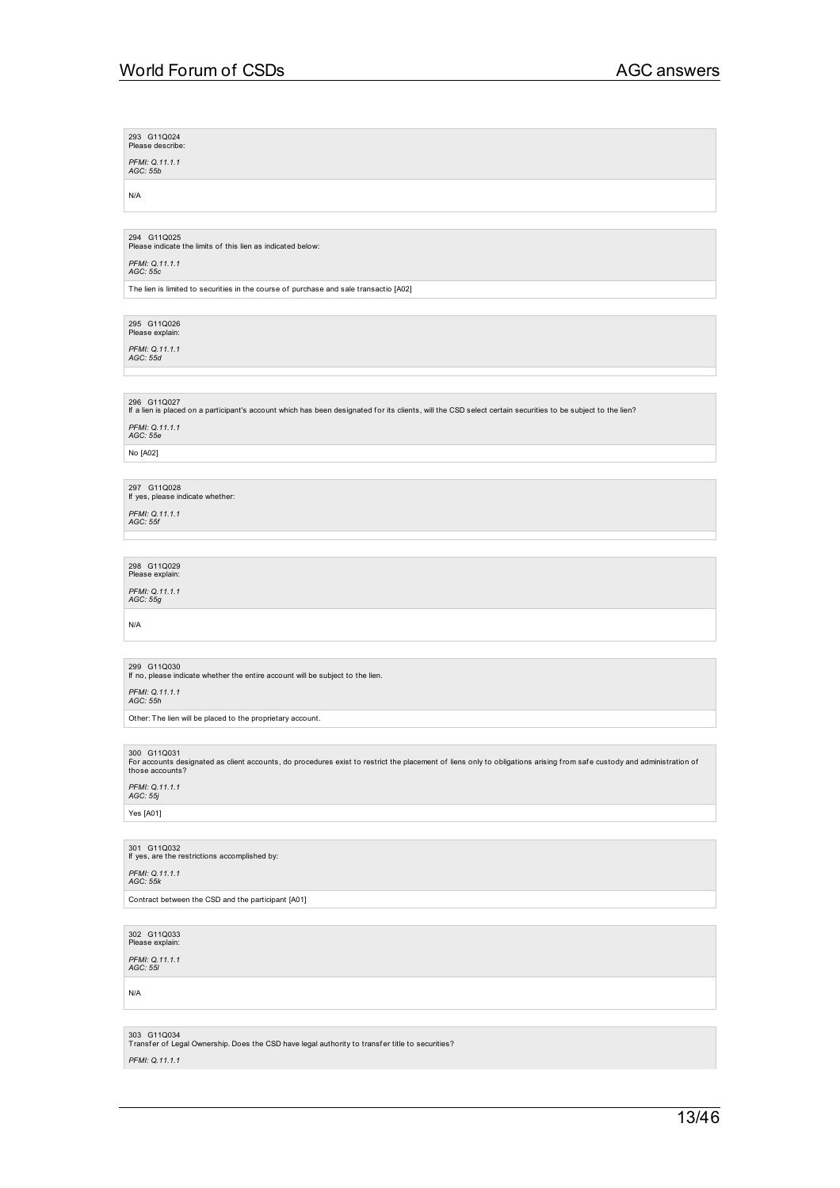293 G11Q024
Please describe:

*PFMI: Q.11.1.1*
*AGC: 55b*

N/A

294 G11Q025
Please indicate the limits of this lien as indicated below:

*PFMI: Q.11.1.1*
*AGC: 55c*

The lien is limited to securities in the course of purchase and sale transactio [A02]

295 G11Q026
Please explain:

*PFMI: Q.11.1.1*
*AGC: 55d*

296 G11Q027
If a lien is placed on a participant's account which has been designated for its clients, will the CSD select certain securities to be subject to the lien?

*PFMI: Q.11.1.1*
*AGC: 55e*

No [A02]

297 G11Q028
If yes, please indicate whether:

*PFMI: Q.11.1.1*
*AGC: 55f*

298 G11Q029
Please explain:

*PFMI: Q.11.1.1*
*AGC: 55g*

N/A

299 G11Q030
If no, please indicate whether the entire account will be subject to the lien.

*PFMI: Q.11.1.1*
*AGC: 55h*

Other: The lien will be placed to the proprietary account.

300 G11Q031
For accounts designated as client accounts, do procedures exist to restrict the placement of liens only to obligations arising from safe custody and administration of those accounts?

*PFMI: Q.11.1.1*
*AGC: 55j*

Yes [A01]

301 G11Q032
If yes, are the restrictions accomplished by:

*PFMI: Q.11.1.1*
*AGC: 55k*

Contract between the CSD and the participant [A01]

302 G11Q033
Please explain:

*PFMI: Q.11.1.1*
*AGC: 55l*

N/A

303 G11Q034
Transfer of Legal Ownership. Does the CSD have legal authority to transfer title to securities?

*PFMI: Q.11.1.1*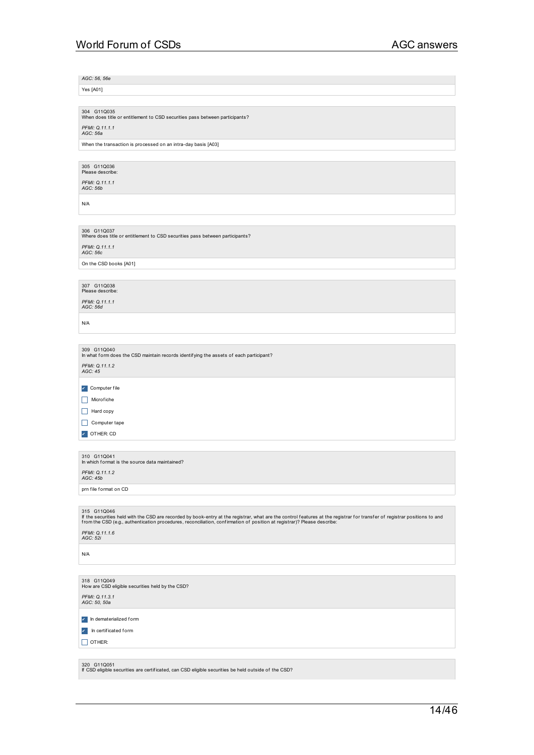*AGC: 56, 56e*

Yes [A01]

304 G11Q035
When does title or entitlement to CSD securities pass between participants?

*PFMI: Q.11.1.1*
*AGC: 56a*

When the transaction is processed on an intra-day basis [A03]

305 G11Q036
Please describe:

*PFMI: Q.11.1.1*
*AGC: 56b*

N/A

306 G11Q037
Where does title or entitlement to CSD securities pass between participants?

*PFMI: Q.11.1.1*
*AGC: 56c*

On the CSD books [A01]

307 G11Q038
Please describe:

*PFMI: Q.11.1.1*
*AGC: 56d*

N/A

309 G11Q040
In what form does the CSD maintain records identifying the assets of each participant?

*PFMI: Q.11.1.2*
*AGC: 45*

- [x] Computer file
- [ ] Microfiche
- [ ] Hard copy
- [ ] Computer tape
- [x] OTHER: CD

310 G11Q041
In which format is the source data maintained?

*PFMI: Q.11.1.2*
*AGC: 45b*

prn file format on CD

315 G11Q046
If the securities held with the CSD are recorded by book-entry at the registrar, what are the control features at the registrar for transfer of registrar positions to and from the CSD (e.g., authentication procedures, reconciliation, confirmation of position at registrar)? Please describe:

*PFMI: Q.11.1.6*
*AGC: 52i*

N/A

318 G11Q049
How are CSD eligible securities held by the CSD?

*PFMI: Q.11.3.1*
*AGC: 50, 50a*

- [x] In dematerialized form
- [x] In certificated form
- [ ] OTHER:

320 G11Q051
If CSD eligible securities are certificated, can CSD eligible securities be held outside of the CSD?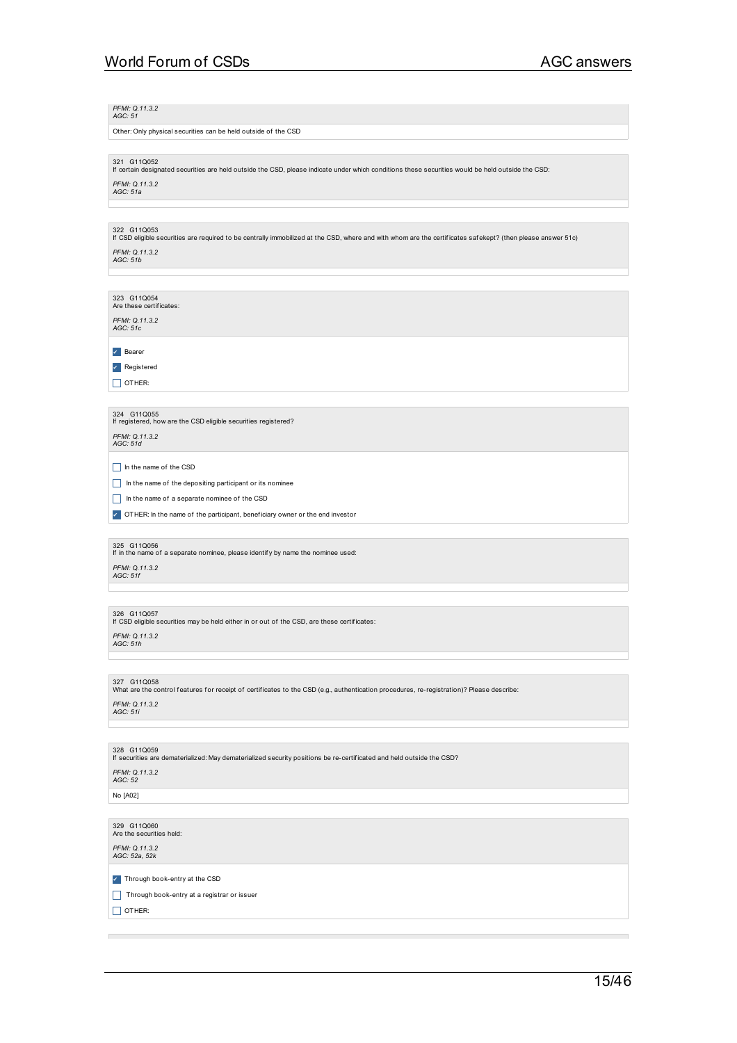*PFMI: Q.11.3.2*
*AGC: 51*

Other: Only physical securities can be held outside of the CSD

321 G11Q052
If certain designated securities are held outside the CSD, please indicate under which conditions these securities would be held outside the CSD:

*PFMI: Q.11.3.2*
*AGC: 51a*

322 G11Q053
If CSD eligible securities are required to be centrally immobilized at the CSD, where and with whom are the certificates safekept? (then please answer 51c)

*PFMI: Q.11.3.2*
*AGC: 51b*

323 G11Q054
Are these certificates:

*PFMI: Q.11.3.2*
*AGC: 51c*

- [x] Bearer
- [x] Registered
- [ ] OTHER:

324 G11Q055
If registered, how are the CSD eligible securities registered?

*PFMI: Q.11.3.2*
*AGC: 51d*

- [ ] In the name of the CSD
- [ ] In the name of the depositing participant or its nominee
- [ ] In the name of a separate nominee of the CSD
- [x] OTHER: In the name of the participant, beneficiary owner or the end investor

325 G11Q056
If in the name of a separate nominee, please identify by name the nominee used:

*PFMI: Q.11.3.2*
*AGC: 51f*

326 G11Q057
If CSD eligible securities may be held either in or out of the CSD, are these certificates:

*PFMI: Q.11.3.2*
*AGC: 51h*

327 G11Q058
What are the control features for receipt of certificates to the CSD (e.g., authentication procedures, re-registration)? Please describe:

*PFMI: Q.11.3.2*
*AGC: 51i*

328 G11Q059
If securities are dematerialized: May dematerialized security positions be re-certificated and held outside the CSD?

*PFMI: Q.11.3.2*
*AGC: 52*

No [A02]

329 G11Q060
Are the securities held:

*PFMI: Q.11.3.2*
*AGC: 52a, 52k*

- [x] Through book-entry at the CSD
- [ ] Through book-entry at a registrar or issuer
- [ ] OTHER: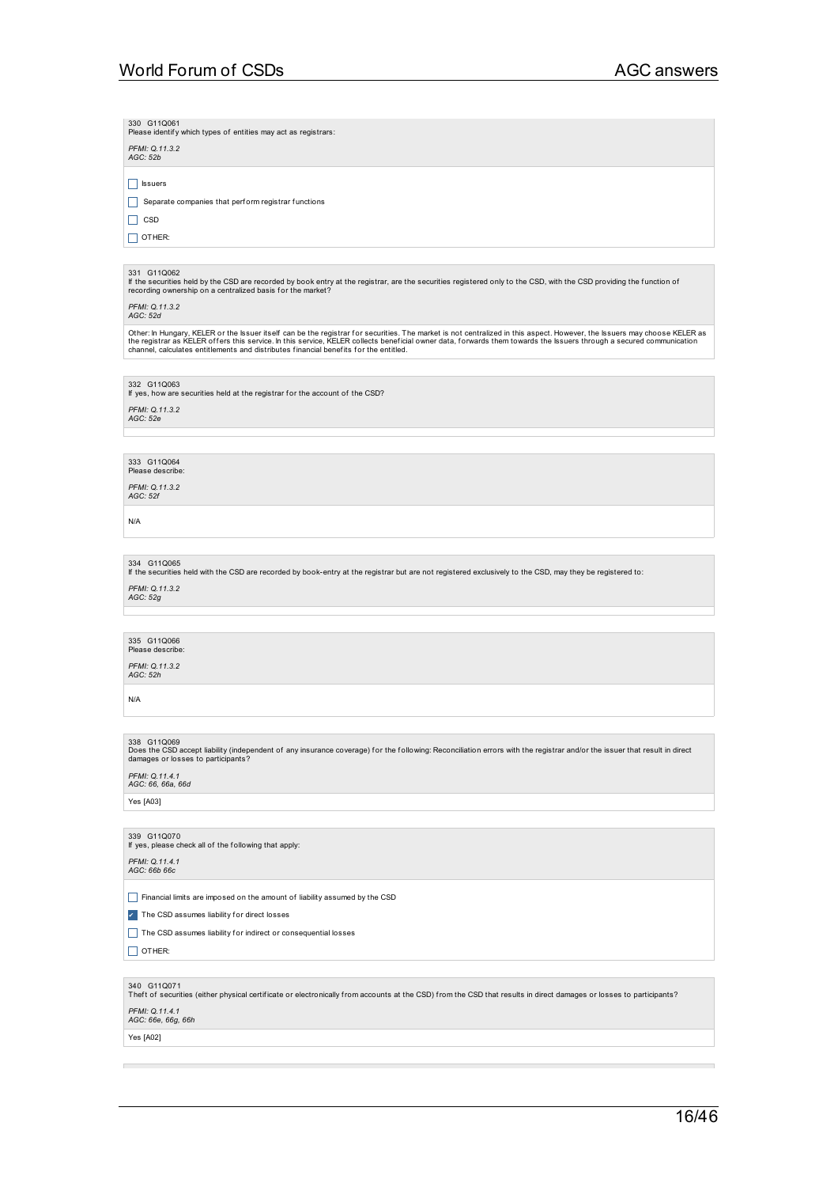330 G11Q061
Please identify which types of entities may act as registrars:

*PFMI: Q.11.3.2*
*AGC: 52b*

- [ ] Issuers
- [ ] Separate companies that perform registrar functions
- [ ] CSD
- [ ] OTHER:

331 G11Q062
If the securities held by the CSD are recorded by book entry at the registrar, are the securities registered only to the CSD, with the CSD providing the function of recording ownership on a centralized basis for the market?

*PFMI: Q.11.3.2*
*AGC: 52d*

Other: In Hungary, KELER or the Issuer itself can be the registrar for securities. The market is not centralized in this aspect. However, the Issuers may choose KELER as the registrar as KELER offers this service. In this service, KELER collects beneficial owner data, forwards them towards the Issuers through a secured communication channel, calculates entitlements and distributes financial benefits for the entitled.

332 G11Q063
If yes, how are securities held at the registrar for the account of the CSD?

*PFMI: Q.11.3.2*
*AGC: 52e*

333 G11Q064
Please describe:

*PFMI: Q.11.3.2*
*AGC: 52f*

N/A

334 G11Q065
If the securities held with the CSD are recorded by book-entry at the registrar but are not registered exclusively to the CSD, may they be registered to:

*PFMI: Q.11.3.2*
*AGC: 52g*

335 G11Q066
Please describe:

*PFMI: Q.11.3.2*
*AGC: 52h*

N/A

338 G11Q069
Does the CSD accept liability (independent of any insurance coverage) for the following: Reconciliation errors with the registrar and/or the issuer that result in direct damages or losses to participants?

*PFMI: Q.11.4.1*
*AGC: 66, 66a, 66d*

Yes [A03]

339 G11Q070
If yes, please check all of the following that apply:

*PFMI: Q.11.4.1*
*AGC: 66b 66c*

- [ ] Financial limits are imposed on the amount of liability assumed by the CSD
- [x] The CSD assumes liability for direct losses
- [ ] The CSD assumes liability for indirect or consequential losses
- [ ] OTHER:

340 G11Q071
Theft of securities (either physical certificate or electronically from accounts at the CSD) from the CSD that results in direct damages or losses to participants?

*PFMI: Q.11.4.1*
*AGC: 66e, 66g, 66h*

Yes [A02]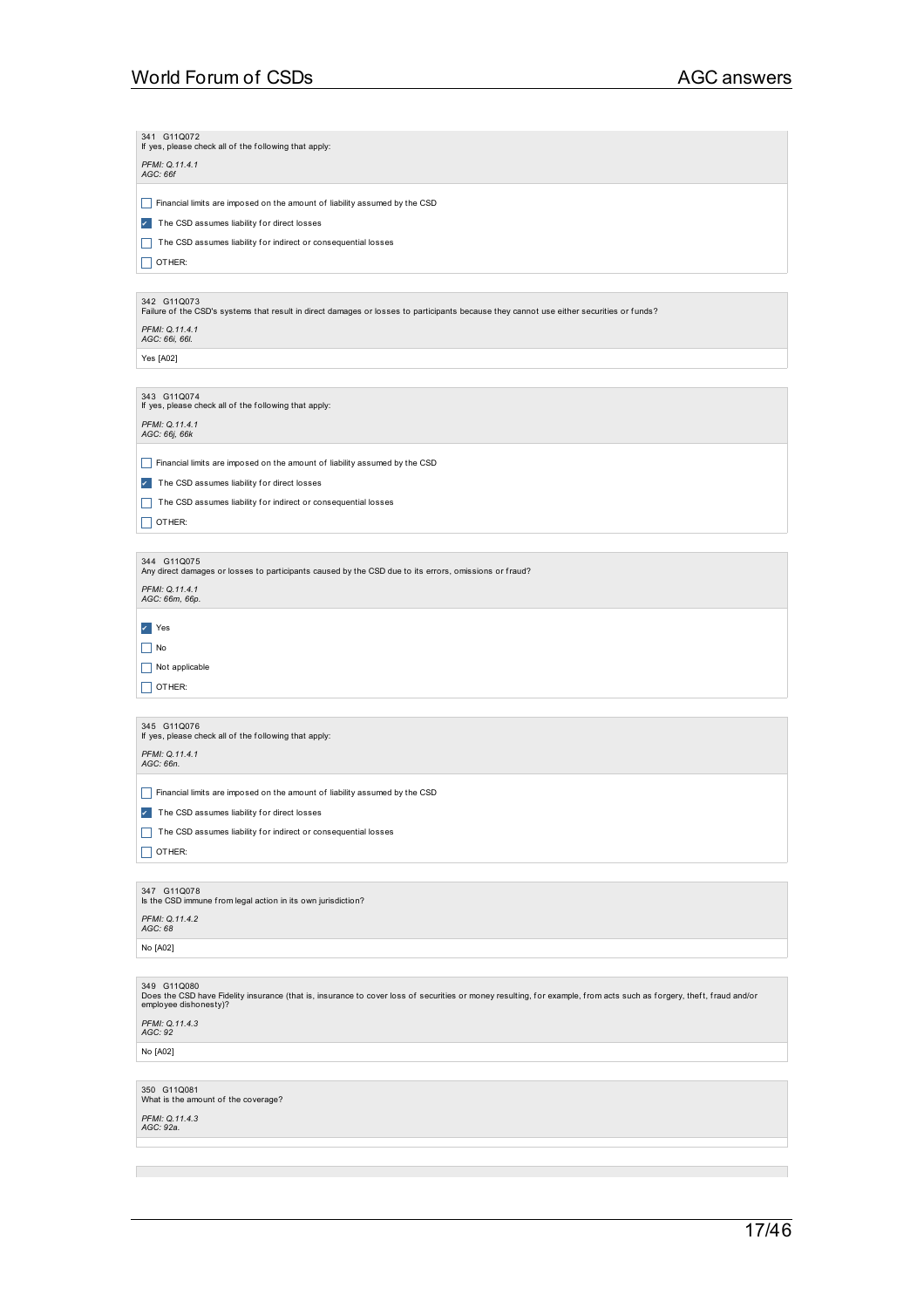341 G11Q072
If yes, please check all of the following that apply:

*PFMI: Q.11.4.1*
*AGC: 66f*

- [ ] Financial limits are imposed on the amount of liability assumed by the CSD
- [x] The CSD assumes liability for direct losses
- [ ] The CSD assumes liability for indirect or consequential losses
- [ ] OTHER:

342 G11Q073
Failure of the CSD's systems that result in direct damages or losses to participants because they cannot use either securities or funds?

*PFMI: Q.11.4.1*
*AGC: 66i, 66l.*

Yes [A02]

343 G11Q074
If yes, please check all of the following that apply:

*PFMI: Q.11.4.1*
*AGC: 66j, 66k*

- [ ] Financial limits are imposed on the amount of liability assumed by the CSD
- [x] The CSD assumes liability for direct losses
- [ ] The CSD assumes liability for indirect or consequential losses
- [ ] OTHER:

344 G11Q075
Any direct damages or losses to participants caused by the CSD due to its errors, omissions or fraud?

*PFMI: Q.11.4.1*
*AGC: 66m, 66p.*

- [x] Yes
- [ ] No
- [ ] Not applicable
- [ ] OTHER:

345 G11Q076
If yes, please check all of the following that apply:

*PFMI: Q.11.4.1*
*AGC: 66n.*

- [ ] Financial limits are imposed on the amount of liability assumed by the CSD
- [x] The CSD assumes liability for direct losses
- [ ] The CSD assumes liability for indirect or consequential losses
- [ ] OTHER:

347 G11Q078
Is the CSD immune from legal action in its own jurisdiction?

*PFMI: Q.11.4.2*
*AGC: 68*

No [A02]

349 G11Q080
Does the CSD have Fidelity insurance (that is, insurance to cover loss of securities or money resulting, for example, from acts such as forgery, theft, fraud and/or employee dishonesty)?

*PFMI: Q.11.4.3*
*AGC: 92*

No [A02]

350 G11Q081
What is the amount of the coverage?

*PFMI: Q.11.4.3*
*AGC: 92a.*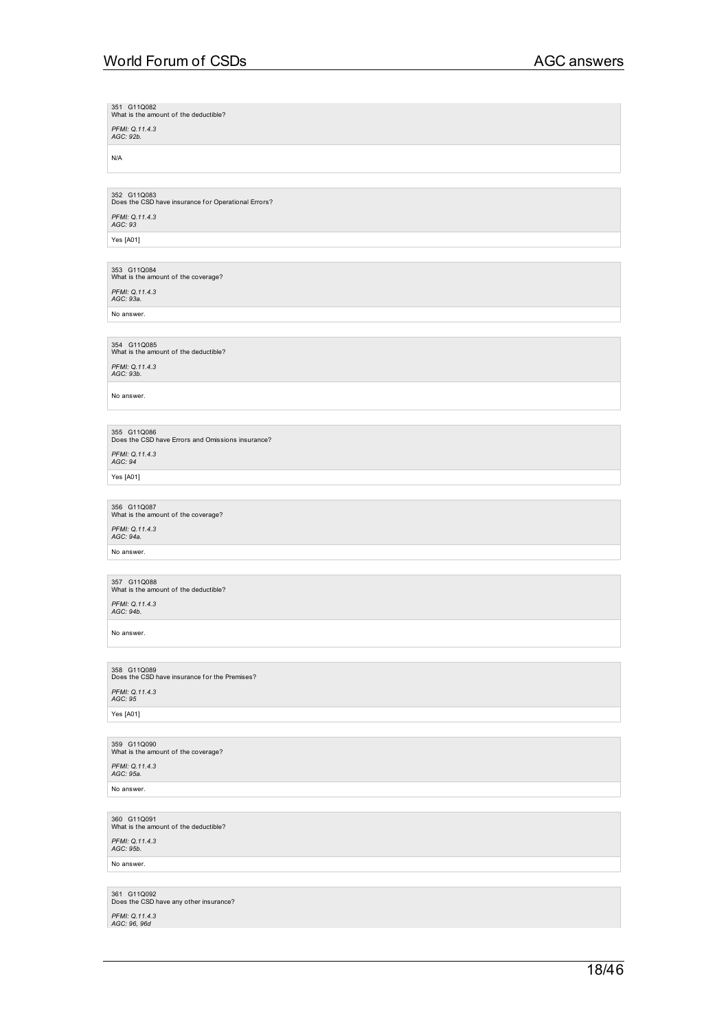351 G11Q082
What is the amount of the deductible?

*PFMI: Q.11.4.3*
*AGC: 92b.*

N/A

352 G11Q083
Does the CSD have insurance for Operational Errors?

*PFMI: Q.11.4.3*
*AGC: 93*

Yes [A01]

353 G11Q084
What is the amount of the coverage?

*PFMI: Q.11.4.3*
*AGC: 93a.*

No answer.

354 G11Q085
What is the amount of the deductible?

*PFMI: Q.11.4.3*
*AGC: 93b.*

No answer.

355 G11Q086
Does the CSD have Errors and Omissions insurance?

*PFMI: Q.11.4.3*
*AGC: 94*

Yes [A01]

356 G11Q087
What is the amount of the coverage?

*PFMI: Q.11.4.3*
*AGC: 94a.*

No answer.

357 G11Q088
What is the amount of the deductible?

*PFMI: Q.11.4.3*
*AGC: 94b.*

No answer.

358 G11Q089
Does the CSD have insurance for the Premises?

*PFMI: Q.11.4.3*
*AGC: 95*

Yes [A01]

359 G11Q090
What is the amount of the coverage?

*PFMI: Q.11.4.3*
*AGC: 95a.*

No answer.

360 G11Q091
What is the amount of the deductible?

*PFMI: Q.11.4.3*
*AGC: 95b.*

No answer.

361 G11Q092
Does the CSD have any other insurance?

*PFMI: Q.11.4.3*
*AGC: 96, 96d*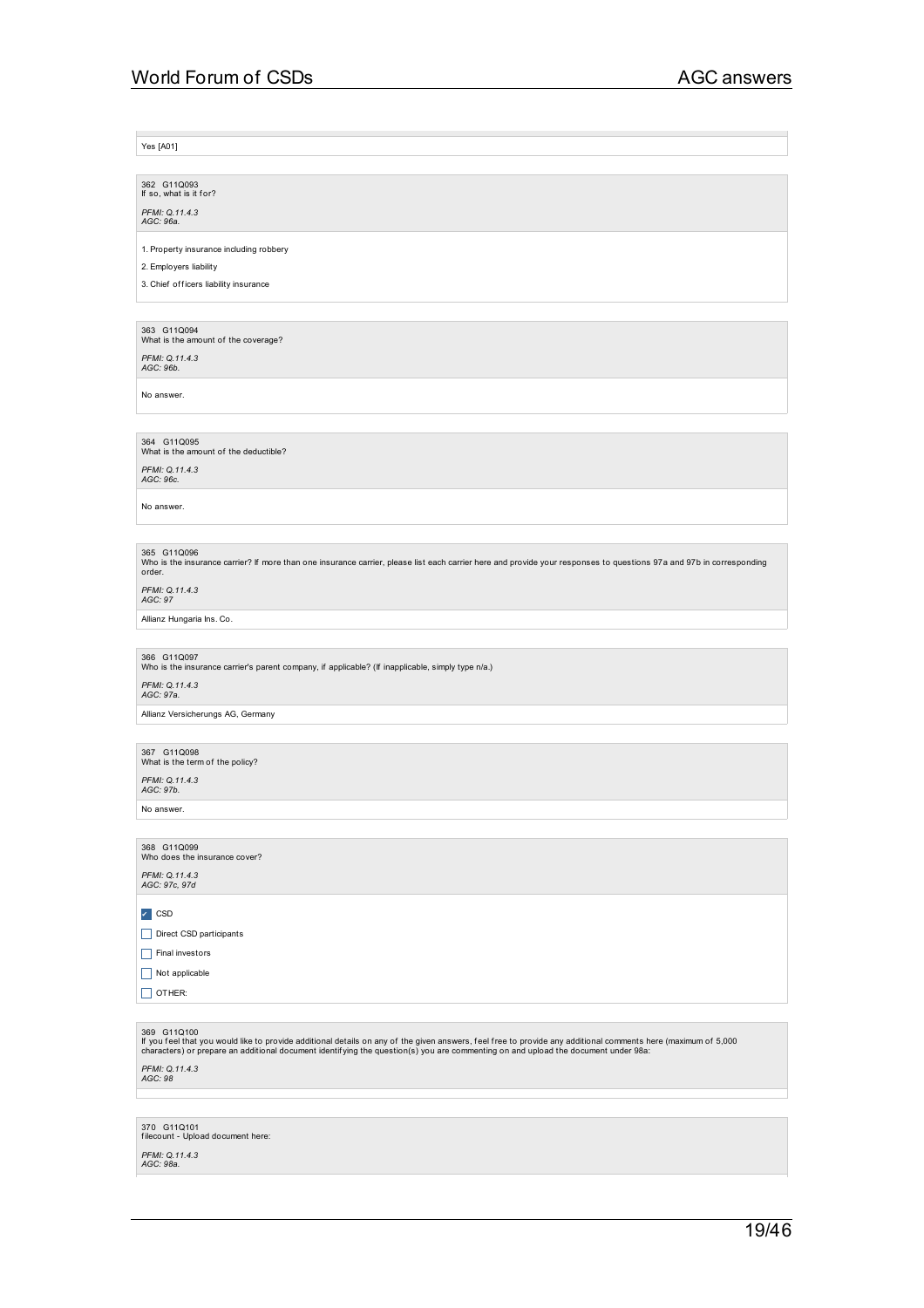Yes [A01]

362 G11Q093
If so, what is it for?

*PFMI: Q.11.4.3*
*AGC: 96a.*

1. Property insurance including robbery

2. Employers liability

3. Chief officers liability insurance

363 G11Q094
What is the amount of the coverage?

*PFMI: Q.11.4.3*
*AGC: 96b.*

No answer.

364 G11Q095
What is the amount of the deductible?

*PFMI: Q.11.4.3*
*AGC: 96c.*

No answer.

365 G11Q096
Who is the insurance carrier? If more than one insurance carrier, please list each carrier here and provide your responses to questions 97a and 97b in corresponding order.

*PFMI: Q.11.4.3*
*AGC: 97*

Allianz Hungaria Ins. Co.

366 G11Q097
Who is the insurance carrier's parent company, if applicable? (If inapplicable, simply type n/a.)

*PFMI: Q.11.4.3*
*AGC: 97a.*

Allianz Versicherungs AG, Germany

367 G11Q098
What is the term of the policy?

*PFMI: Q.11.4.3*
*AGC: 97b.*

No answer.

368 G11Q099
Who does the insurance cover?

*PFMI: Q.11.4.3*
*AGC: 97c, 97d*

- [x] CSD
- [ ] Direct CSD participants
- [ ] Final investors
- [ ] Not applicable
- [ ] OTHER:

369 G11Q100
If you feel that you would like to provide additional details on any of the given answers, feel free to provide any additional comments here (maximum of 5,000 characters) or prepare an additional document identifying the question(s) you are commenting on and upload the document under 98a:

*PFMI: Q.11.4.3*
*AGC: 98*

370 G11Q101
filecount - Upload document here:

*PFMI: Q.11.4.3*
*AGC: 98a.*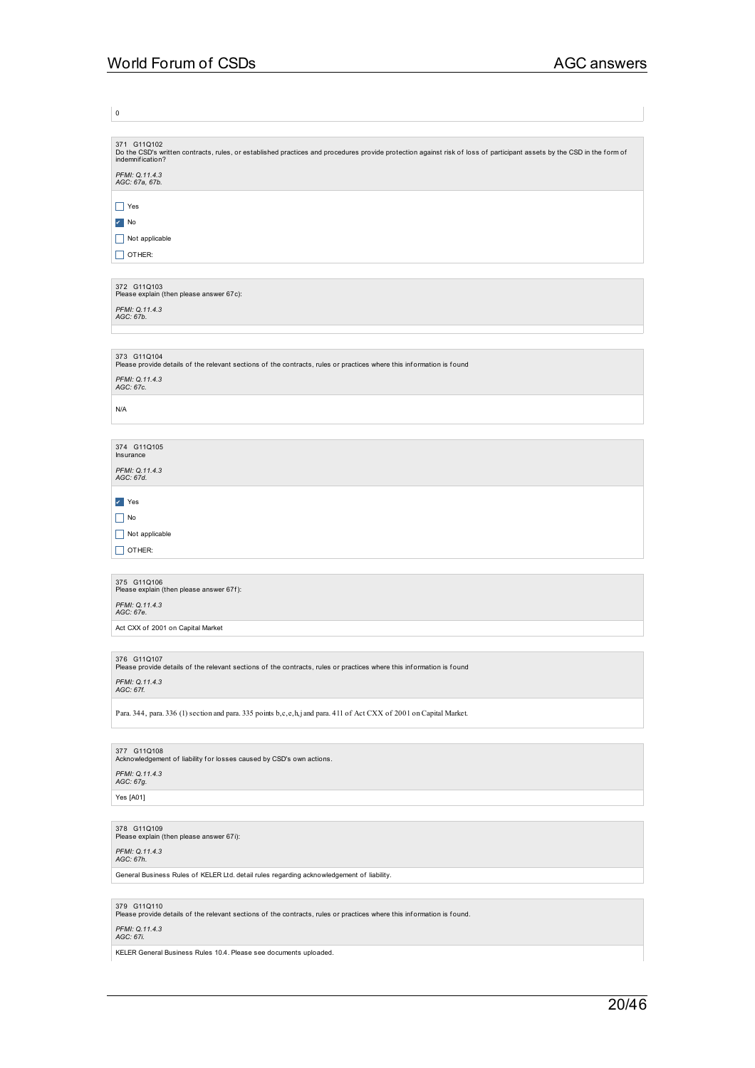0

371 G11Q102
Do the CSD's written contracts, rules, or established practices and procedures provide protection against risk of loss of participant assets by the CSD in the form of indemnification?

*PFMI: Q.11.4.3*
*AGC: 67a, 67b.*

- [ ] Yes
- [x] No
- [ ] Not applicable
- [ ] OTHER:

372 G11Q103
Please explain (then please answer 67c):

*PFMI: Q.11.4.3*
*AGC: 67b.*

373 G11Q104
Please provide details of the relevant sections of the contracts, rules or practices where this information is found

*PFMI: Q.11.4.3*
*AGC: 67c.*

N/A

374 G11Q105
Insurance

*PFMI: Q.11.4.3*
*AGC: 67d.*

- [x] Yes
- [ ] No
- [ ] Not applicable
- [ ] OTHER:

375 G11Q106
Please explain (then please answer 67f):

*PFMI: Q.11.4.3*
*AGC: 67e.*

Act CXX of 2001 on Capital Market

376 G11Q107
Please provide details of the relevant sections of the contracts, rules or practices where this information is found

*PFMI: Q.11.4.3*
*AGC: 67f.*

Para. 344, para. 336 (1) section and para. 335 points b,c,e,h,j and para. 411 of Act CXX of 2001 on Capital Market.

377 G11Q108
Acknowledgement of liability for losses caused by CSD's own actions.

*PFMI: Q.11.4.3*
*AGC: 67g.*

Yes [A01]

378 G11Q109
Please explain (then please answer 67i):

*PFMI: Q.11.4.3*
*AGC: 67h.*

General Business Rules of KELER Ltd. detail rules regarding acknowledgement of liability.

379 G11Q110
Please provide details of the relevant sections of the contracts, rules or practices where this information is found.

*PFMI: Q.11.4.3*
*AGC: 67i.*

KELER General Business Rules 10.4. Please see documents uploaded.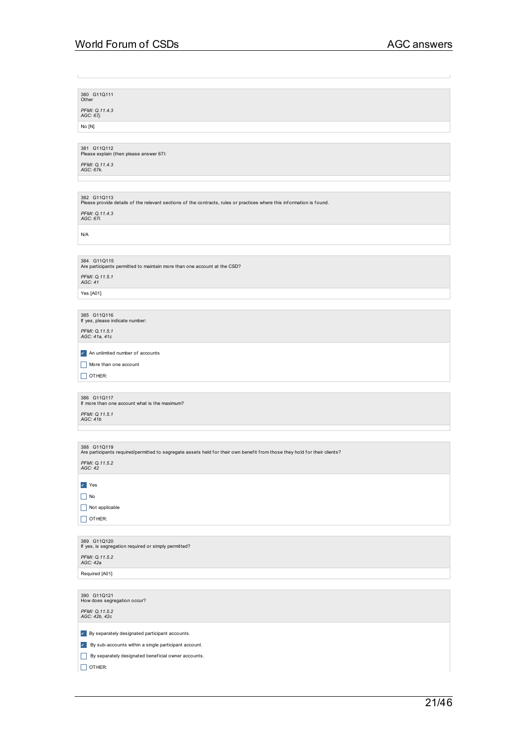380 G11Q111
Other

*PFMI: Q.11.4.3*
*AGC: 67j.*

No [N]

381 G11Q112
Please explain (then please answer 67l:

*PFMI: Q.11.4.3*
*AGC: 67k.*

382 G11Q113
Please provide details of the relevant sections of the contracts, rules or practices where this information is found.

*PFMI: Q.11.4.3*
*AGC: 67l.*

N/A

384 G11Q115
Are participants permitted to maintain more than one account at the CSD?

*PFMI: Q.11.5.1*
*AGC: 41*

Yes [A01]

385 G11Q116
If yes, please indicate number:

*PFMI: Q.11.5.1*
*AGC: 41a, 41c*

- [x] An unlimited number of accounts
- [ ] More than one account
- [ ] OTHER:

386 G11Q117
If more than one account what is the maximum?

*PFMI: Q.11.5.1*
*AGC: 41b*

388 G11Q119
Are participants required/permitted to segregate assets held for their own benefit from those they hold for their clients?

*PFMI: Q.11.5.2*
*AGC: 42*

- [x] Yes
- [ ] No
- [ ] Not applicable
- [ ] OTHER:

389 G11Q120
If yes, is segregation required or simply permitted?

*PFMI: Q.11.5.2*
*AGC: 42a*

Required [A01]

390 G11Q121
How does segregation occur?

*PFMI: Q.11.5.2*
*AGC: 42b, 42c*

- [x] By separately designated participant accounts.
- [x] By sub-accounts within a single participant account.
- [ ] By separately designated beneficial owner accounts.
- [ ] OTHER: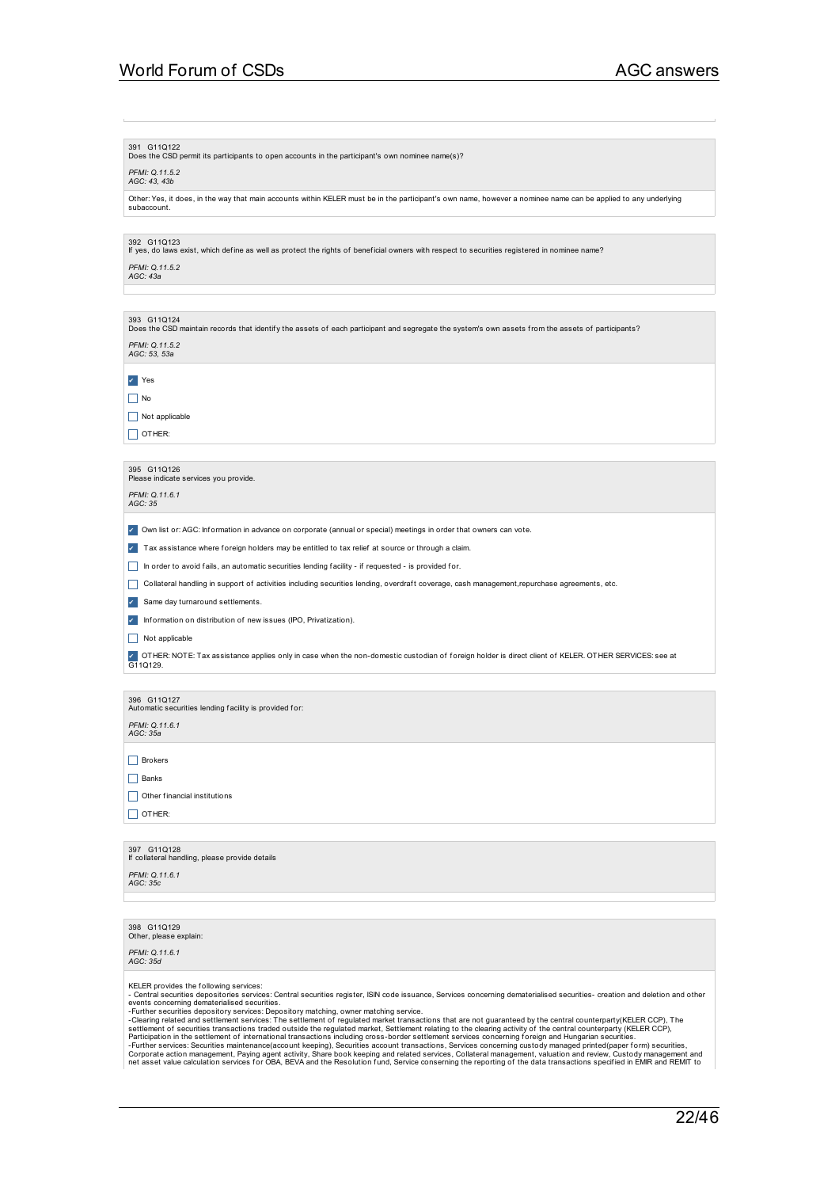391 G11Q122
Does the CSD permit its participants to open accounts in the participant's own nominee name(s)?

*PFMI: Q.11.5.2*
*AGC: 43, 43b*

Other: Yes, it does, in the way that main accounts within KELER must be in the participant's own name, however a nominee name can be applied to any underlying subaccount.

392 G11Q123
If yes, do laws exist, which define as well as protect the rights of beneficial owners with respect to securities registered in nominee name?

*PFMI: Q.11.5.2*
*AGC: 43a*

393 G11Q124
Does the CSD maintain records that identify the assets of each participant and segregate the system's own assets from the assets of participants?

*PFMI: Q.11.5.2*
*AGC: 53, 53a*

- [x] Yes
- [ ] No
- [ ] Not applicable
- [ ] OTHER:

395 G11Q126
Please indicate services you provide.

*PFMI: Q.11.6.1*
*AGC: 35*

- [x] Own list or: AGC: Information in advance on corporate (annual or special) meetings in order that owners can vote.
- [x] Tax assistance where foreign holders may be entitled to tax relief at source or through a claim.
- [ ] In order to avoid fails, an automatic securities lending facility - if requested - is provided for.
- [ ] Collateral handling in support of activities including securities lending, overdraft coverage, cash management,repurchase agreements, etc.
- [x] Same day turnaround settlements.
- [x] Information on distribution of new issues (IPO, Privatization).
- [ ] Not applicable
- [x] OTHER: NOTE: Tax assistance applies only in case when the non-domestic custodian of foreign holder is direct client of KELER. OTHER SERVICES: see at G11Q129.

396 G11Q127
Automatic securities lending facility is provided for:

*PFMI: Q.11.6.1*
*AGC: 35a*

- [ ] Brokers
- [ ] Banks
- [ ] Other financial institutions
- [ ] OTHER:

397 G11Q128
If collateral handling, please provide details

*PFMI: Q.11.6.1*
*AGC: 35c*

398 G11Q129
Other, please explain:

*PFMI: Q.11.6.1*
*AGC: 35d*

KELER provides the following services:
- Central securities depositories services: Central securities register, ISIN code issuance, Services concerning dematerialised securities- creation and deletion and other events concerning dematerialised securities.
-Further securities depository services: Depository matching, owner matching service.
-Clearing related and settlement services: The settlement of regulated market transactions that are not guaranteed by the central counterparty(KELER CCP), The settlement of securities transactions traded outside the regulated market, Settlement relating to the clearing activity of the central counterparty (KELER CCP), Participation in the settlement of international transactions including cross-border settlement services concerning foreign and Hungarian securities.
-Further services: Securities maintenance(account keeping), Securities account transactions, Services concerning custody managed printed(paper form) securities, Corporate action management, Paying agent activity, Share book keeping and related services, Collateral management, valuation and review, Custody management and net asset value calculation services for OBA, BEVA and the Resolution fund, Service conserning the reporting of the data transactions specified in EMIR and REMIT to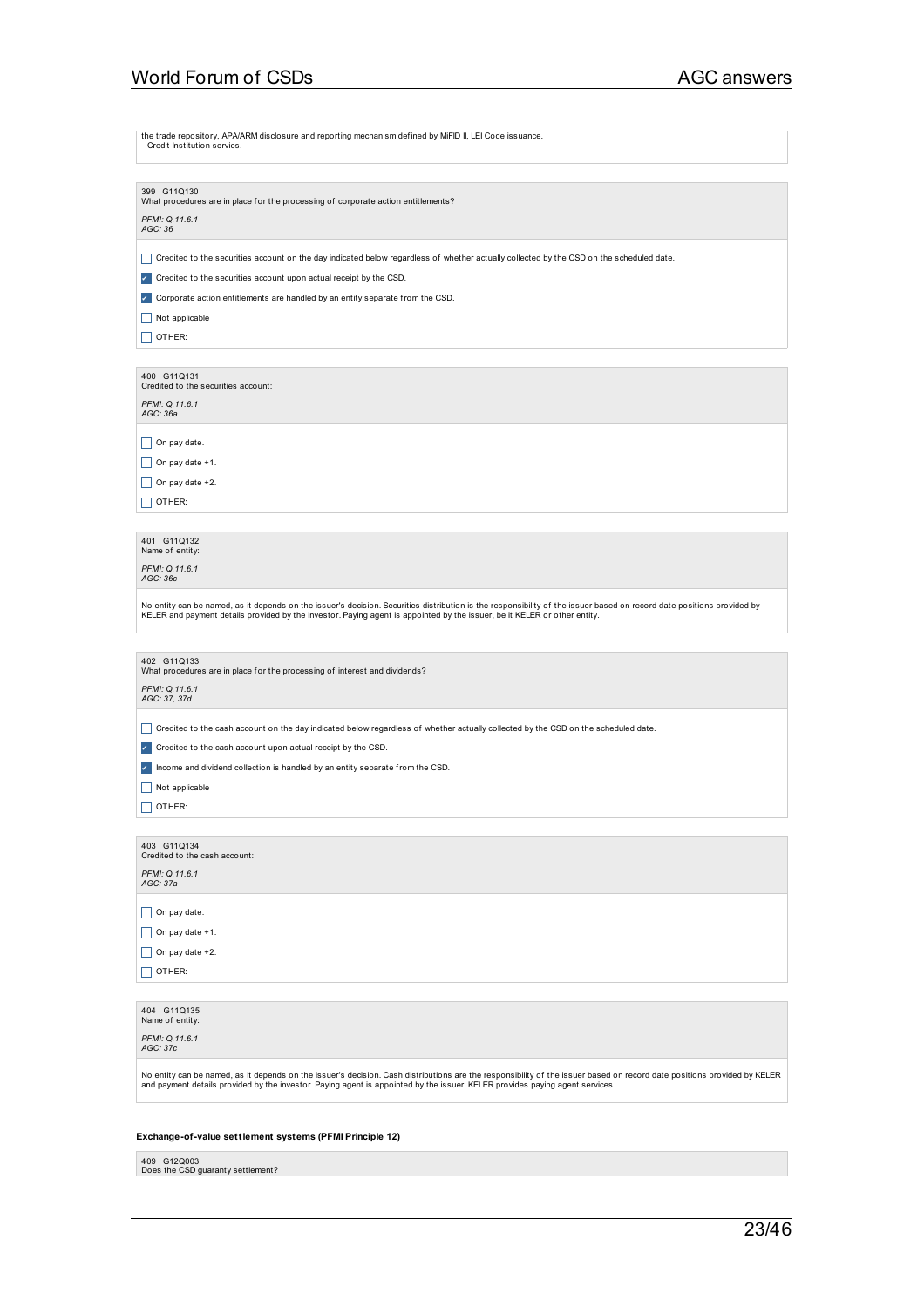the trade repository, APA/ARM disclosure and reporting mechanism defined by MiFID II, LEI Code issuance.
- Credit Institution servies.

399 G11Q130
What procedures are in place for the processing of corporate action entitlements?

*PFMI: Q.11.6.1*
*AGC: 36*

- [ ] Credited to the securities account on the day indicated below regardless of whether actually collected by the CSD on the scheduled date.
- [x] Credited to the securities account upon actual receipt by the CSD.
- [x] Corporate action entitlements are handled by an entity separate from the CSD.
- [ ] Not applicable
- [ ] OTHER:

400 G11Q131
Credited to the securities account:

*PFMI: Q.11.6.1*
*AGC: 36a*

- [ ] On pay date.
- [ ] On pay date +1.
- [ ] On pay date +2.
- [ ] OTHER:

401 G11Q132
Name of entity:

*PFMI: Q.11.6.1*
*AGC: 36c*

No entity can be named, as it depends on the issuer's decision. Securities distribution is the responsibility of the issuer based on record date positions provided by KELER and payment details provided by the investor. Paying agent is appointed by the issuer, be it KELER or other entity.

402 G11Q133
What procedures are in place for the processing of interest and dividends?

*PFMI: Q.11.6.1*
*AGC: 37, 37d.*

- [ ] Credited to the cash account on the day indicated below regardless of whether actually collected by the CSD on the scheduled date.
- [x] Credited to the cash account upon actual receipt by the CSD.
- [x] Income and dividend collection is handled by an entity separate from the CSD.
- [ ] Not applicable
- [ ] OTHER:

403 G11Q134
Credited to the cash account:

*PFMI: Q.11.6.1*
*AGC: 37a*

- [ ] On pay date.
- [ ] On pay date +1.
- [ ] On pay date +2.
- [ ] OTHER:

404 G11Q135
Name of entity:

*PFMI: Q.11.6.1*
*AGC: 37c*

No entity can be named, as it depends on the issuer's decision. Cash distributions are the responsibility of the issuer based on record date positions provided by KELER and payment details provided by the investor. Paying agent is appointed by the issuer. KELER provides paying agent services.

**Exchange-of-value settlement systems (PFMI Principle 12)**

409 G12Q003
Does the CSD guaranty settlement?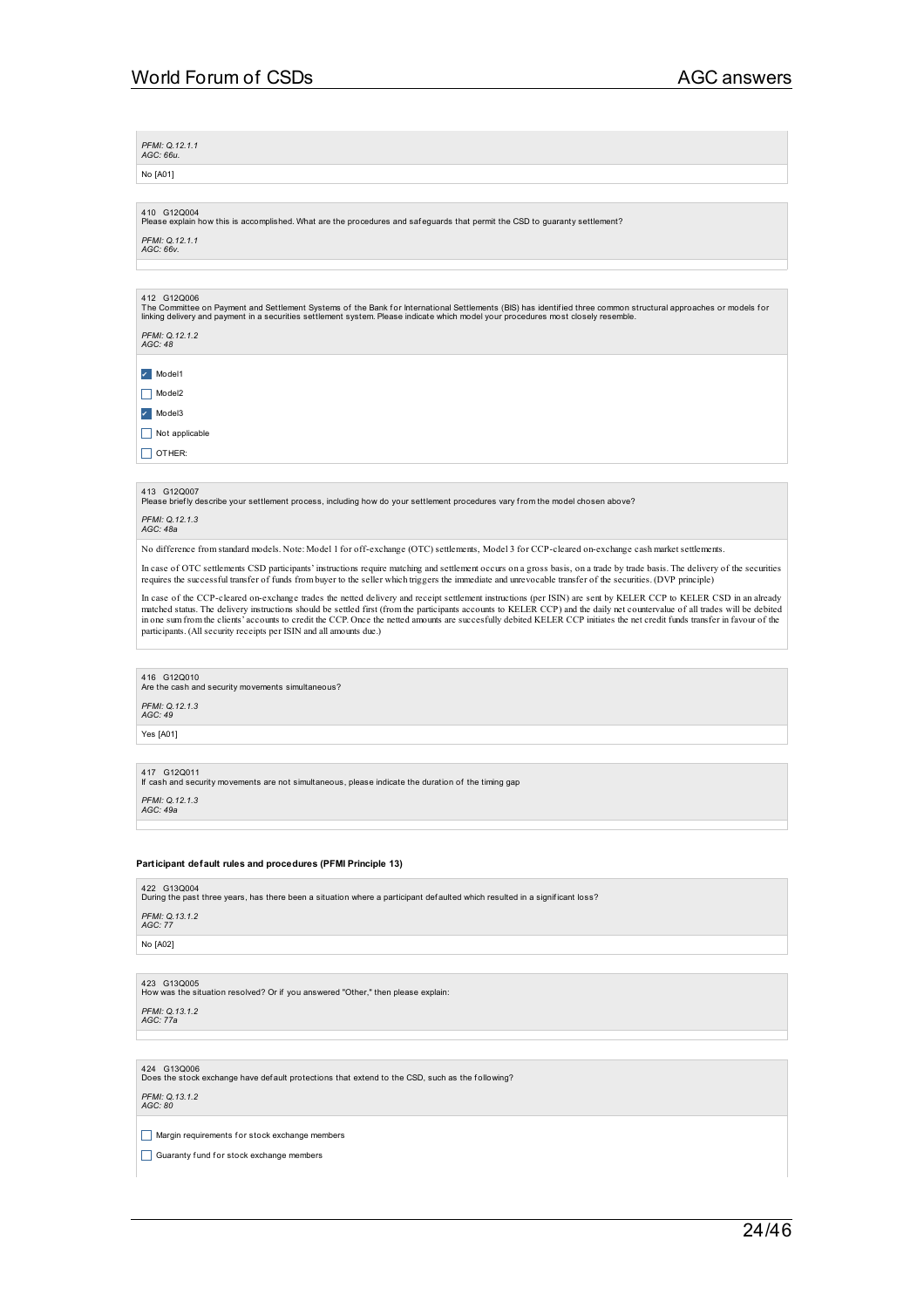*PFMI: Q.12.1.1*
*AGC: 66u.*

No [A01]

410 G12Q004
Please explain how this is accomplished. What are the procedures and safeguards that permit the CSD to guaranty settlement?

*PFMI: Q.12.1.1*
*AGC: 66v.*

412 G12Q006
The Committee on Payment and Settlement Systems of the Bank for International Settlements (BIS) has identified three common structural approaches or models for linking delivery and payment in a securities settlement system. Please indicate which model your procedures most closely resemble.

*PFMI: Q.12.1.2*
*AGC: 48*

- [x] Model1
- [ ] Model2
- [x] Model3
- [ ] Not applicable
- [ ] OTHER:

413 G12Q007
Please briefly describe your settlement process, including how do your settlement procedures vary from the model chosen above?

*PFMI: Q.12.1.3*
*AGC: 48a*

No difference from standard models. Note: Model 1 for off-exchange (OTC) settlements, Model 3 for CCP-cleared on-exchange cash market settlements.

In case of OTC settlements CSD participants' instructions require matching and settlement occurs on a gross basis, on a trade by trade basis. The delivery of the securities requires the successful transfer of funds from buyer to the seller which triggers the immediate and unrevocable transfer of the securities. (DVP principle)

In case of the CCP-cleared on-exchange trades the netted delivery and receipt settlement instructions (per ISIN) are sent by KELER CCP to KELER CSD in an already matched status. The delivery instructions should be settled first (from the participants accounts to KELER CCP) and the daily net countervalue of all trades will be debited in one sum from the clients' accounts to credit the CCP. Once the netted amounts are succesfully debited KELER CCP initiates the net credit funds transfer in favour of the participants. (All security receipts per ISIN and all amounts due.)

416 G12Q010
Are the cash and security movements simultaneous?

*PFMI: Q.12.1.3*
*AGC: 49*

Yes [A01]

417 G12Q011
If cash and security movements are not simultaneous, please indicate the duration of the timing gap

*PFMI: Q.12.1.3*
*AGC: 49a*

**Participant default rules and procedures (PFMI Principle 13)**

422 G13Q004
During the past three years, has there been a situation where a participant defaulted which resulted in a significant loss?

*PFMI: Q.13.1.2*
*AGC: 77*

No [A02]

423 G13Q005
How was the situation resolved? Or if you answered "Other," then please explain:

*PFMI: Q.13.1.2*
*AGC: 77a*

424 G13Q006
Does the stock exchange have default protections that extend to the CSD, such as the following?

*PFMI: Q.13.1.2*
*AGC: 80*

- [ ] Margin requirements for stock exchange members
- [ ] Guaranty fund for stock exchange members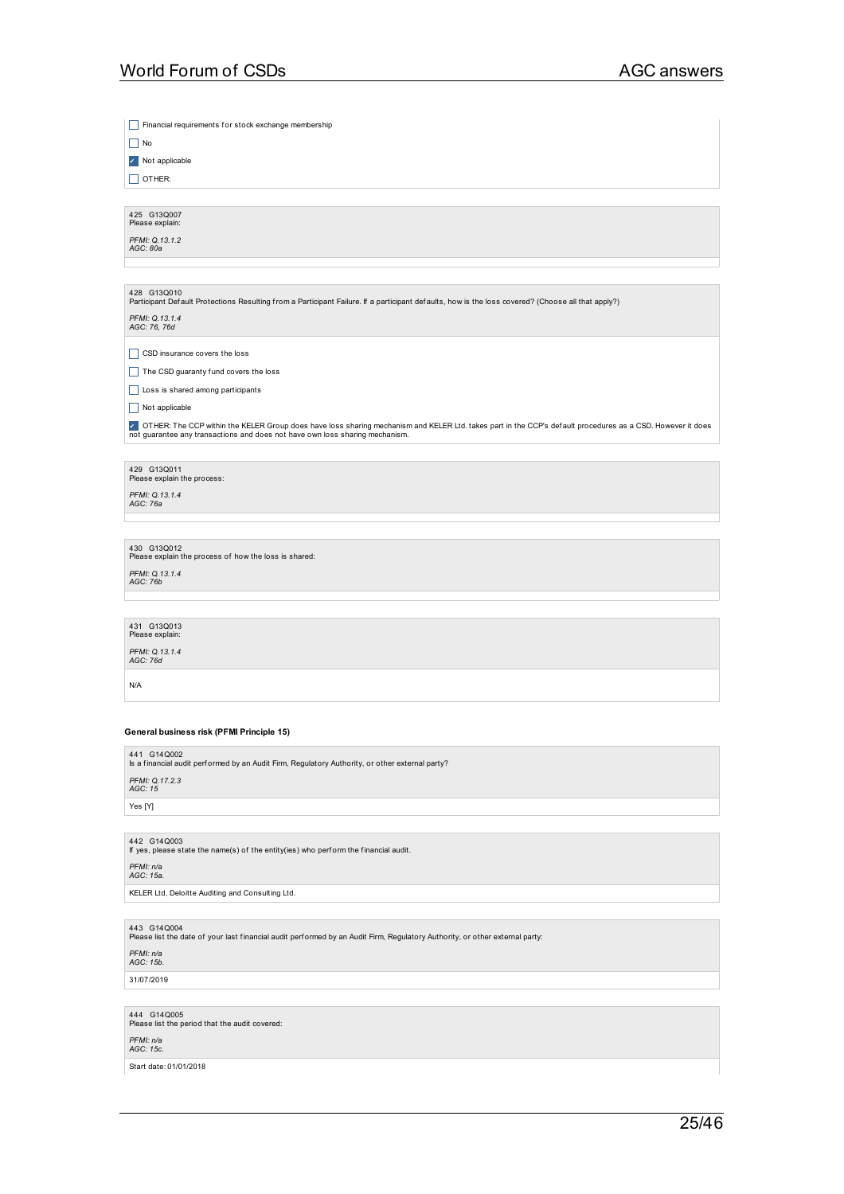- [ ] Financial requirements for stock exchange membership
- [ ] No
- [x] Not applicable
- [ ] OTHER:

425 G13Q007
Please explain:

*PFMI: Q.13.1.2*
*AGC: 80a*

428 G13Q010
Participant Default Protections Resulting from a Participant Failure. If a participant defaults, how is the loss covered? (Choose all that apply?)

*PFMI: Q.13.1.4*
*AGC: 76, 76d*

- [ ] CSD insurance covers the loss
- [ ] The CSD guaranty fund covers the loss
- [ ] Loss is shared among participants
- [ ] Not applicable
- [x] OTHER: The CCP within the KELER Group does have loss sharing mechanism and KELER Ltd. takes part in the CCP's default procedures as a CSD. However it does not guarantee any transactions and does not have own loss sharing mechanism.

429 G13Q011
Please explain the process:

*PFMI: Q.13.1.4*
*AGC: 76a*

430 G13Q012
Please explain the process of how the loss is shared:

*PFMI: Q.13.1.4*
*AGC: 76b*

431 G13Q013
Please explain:

*PFMI: Q.13.1.4*
*AGC: 76d*

N/A

**General business risk (PFMI Principle 15)**

441 G14Q002
Is a financial audit performed by an Audit Firm, Regulatory Authority, or other external party?

*PFMI: Q.17.2.3*
*AGC: 15*

Yes [Y]

442 G14Q003
If yes, please state the name(s) of the entity(ies) who perform the financial audit.

*PFMI: n/a*
*AGC: 15a.*

KELER Ltd, Deloitte Auditing and Consulting Ltd.

443 G14Q004
Please list the date of your last financial audit performed by an Audit Firm, Regulatory Authority, or other external party:

*PFMI: n/a*
*AGC: 15b.*

31/07/2019

444 G14Q005
Please list the period that the audit covered:

*PFMI: n/a*
*AGC: 15c.*

Start date: 01/01/2018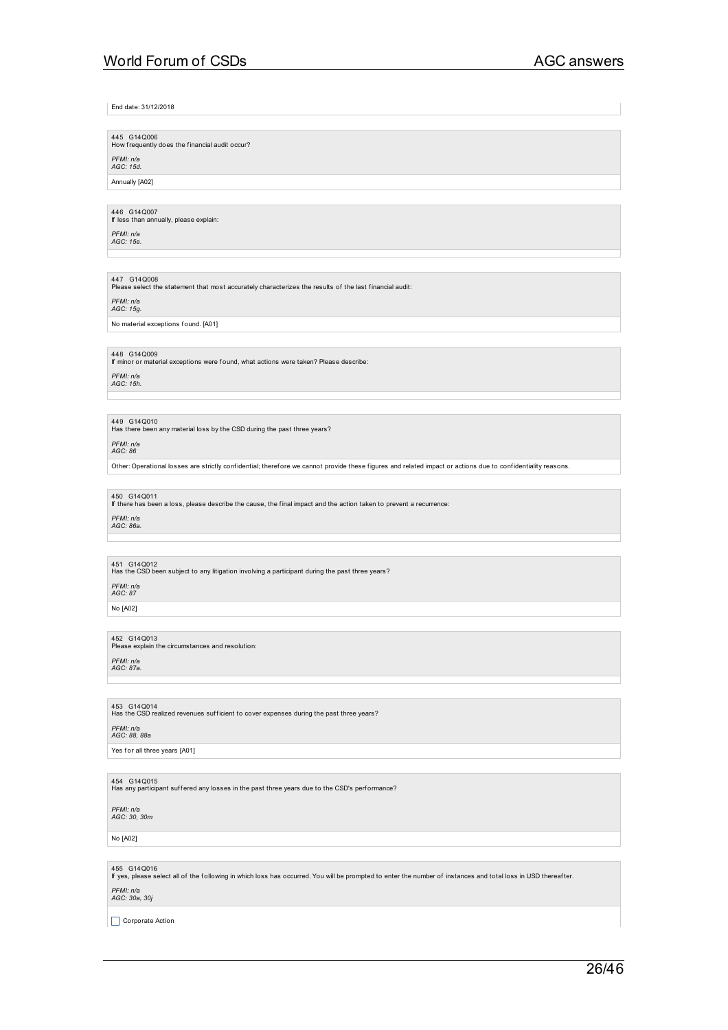End date: 31/12/2018

445 G14Q006
How frequently does the financial audit occur?

*PFMI: n/a*
*AGC: 15d.*

Annually [A02]

446 G14Q007
If less than annually, please explain:

*PFMI: n/a*
*AGC: 15e.*

447 G14Q008
Please select the statement that most accurately characterizes the results of the last financial audit:

*PFMI: n/a*
*AGC: 15g.*

No material exceptions found. [A01]

448 G14Q009
If minor or material exceptions were found, what actions were taken? Please describe:

*PFMI: n/a*
*AGC: 15h.*

449 G14Q010
Has there been any material loss by the CSD during the past three years?

*PFMI: n/a*
*AGC: 86*

Other: Operational losses are strictly confidential; therefore we cannot provide these figures and related impact or actions due to confidentiality reasons.

450 G14Q011
If there has been a loss, please describe the cause, the final impact and the action taken to prevent a recurrence:

*PFMI: n/a*
*AGC: 86a.*

451 G14Q012
Has the CSD been subject to any litigation involving a participant during the past three years?

*PFMI: n/a*
*AGC: 87*

No [A02]

452 G14Q013
Please explain the circumstances and resolution:

*PFMI: n/a*
*AGC: 87a.*

453 G14Q014
Has the CSD realized revenues sufficient to cover expenses during the past three years?

*PFMI: n/a*
*AGC: 88, 88a*

Yes for all three years [A01]

454 G14Q015
Has any participant suffered any losses in the past three years due to the CSD's performance?

*PFMI: n/a*
*AGC: 30, 30m*

No [A02]

455 G14Q016
If yes, please select all of the following in which loss has occurred. You will be prompted to enter the number of instances and total loss in USD thereafter.

*PFMI: n/a*
*AGC: 30a, 30j*

- [ ] Corporate Action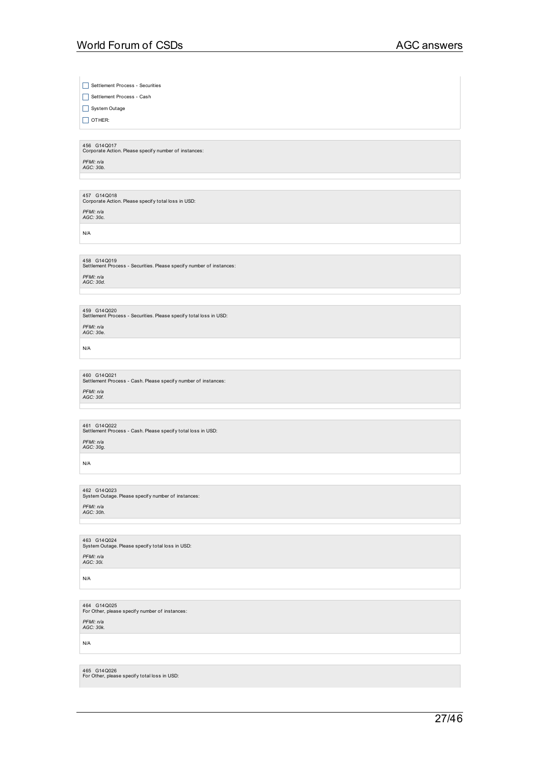- [ ] Settlement Process - Securities
- [ ] Settlement Process - Cash
- [ ] System Outage
- [ ] OTHER:

456 G14Q017
Corporate Action. Please specify number of instances:

*PFMI: n/a*
*AGC: 30b.*

457 G14Q018
Corporate Action. Please specify total loss in USD:

*PFMI: n/a*
*AGC: 30c.*

N/A

458 G14Q019
Settlement Process - Securities. Please specify number of instances:

*PFMI: n/a*
*AGC: 30d.*

459 G14Q020
Settlement Process - Securities. Please specify total loss in USD:

*PFMI: n/a*
*AGC: 30e.*

N/A

460 G14Q021
Settlement Process - Cash. Please specify number of instances:

*PFMI: n/a*
*AGC: 30f.*

461 G14Q022
Settlement Process - Cash. Please specify total loss in USD:

*PFMI: n/a*
*AGC: 30g.*

N/A

462 G14Q023
System Outage. Please specify number of instances:

*PFMI: n/a*
*AGC: 30h.*

463 G14Q024
System Outage. Please specify total loss in USD:

*PFMI: n/a*
*AGC: 30i.*

N/A

464 G14Q025
For Other, please specify number of instances:

*PFMI: n/a*
*AGC: 30k.*

N/A

465 G14Q026
For Other, please specify total loss in USD: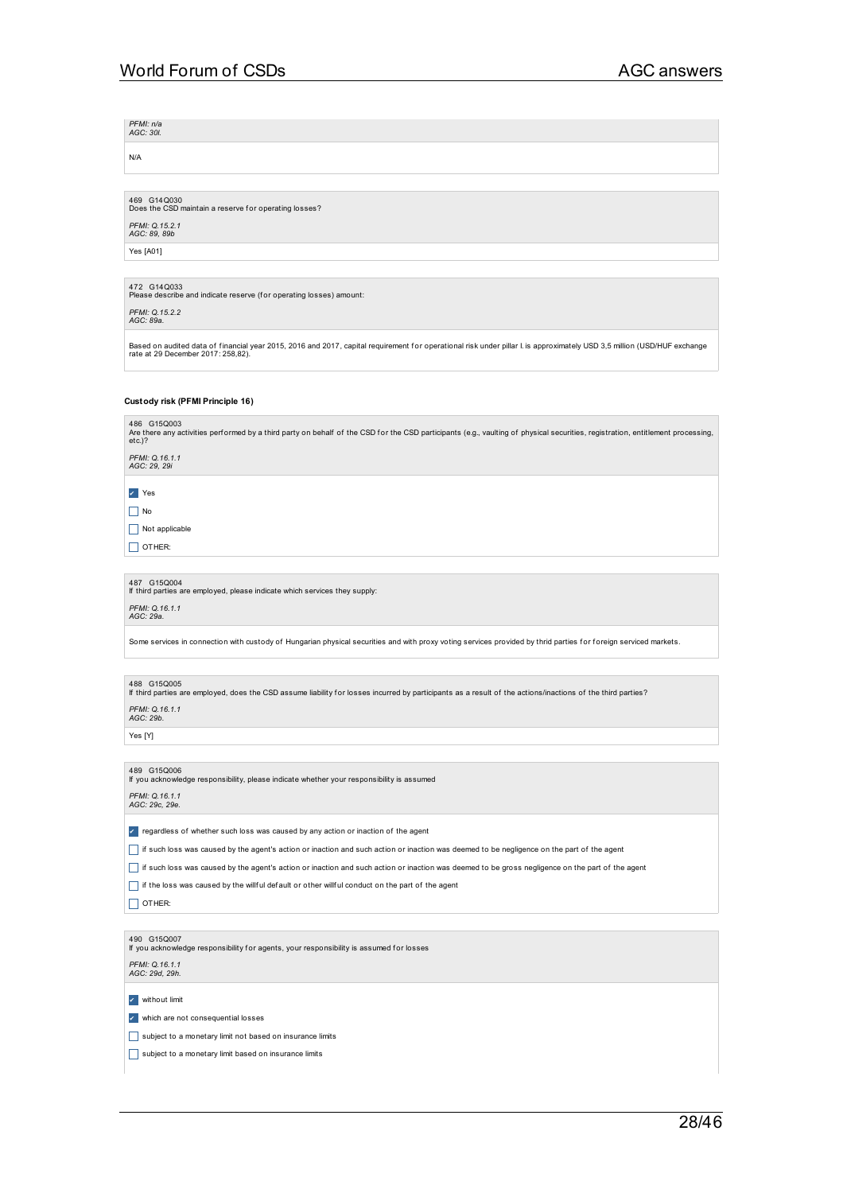*PFMI: n/a*
*AGC: 30l.*

N/A

469 G14Q030
Does the CSD maintain a reserve for operating losses?

*PFMI: Q.15.2.1*
*AGC: 89, 89b*

Yes [A01]

472 G14Q033
Please describe and indicate reserve (for operating losses) amount:

*PFMI: Q.15.2.2*
*AGC: 89a.*

Based on audited data of financial year 2015, 2016 and 2017, capital requirement for operational risk under pillar I. is approximately USD 3,5 million (USD/HUF exchange rate at 29 December 2017: 258,82).

**Custody risk (PFMI Principle 16)**

486 G15Q003
Are there any activities performed by a third party on behalf of the CSD for the CSD participants (e.g., vaulting of physical securities, registration, entitlement processing, etc.)?

*PFMI: Q.16.1.1*
*AGC: 29, 29i*

- [x] Yes
- [ ] No
- [ ] Not applicable
- [ ] OTHER:

487 G15Q004
If third parties are employed, please indicate which services they supply:

*PFMI: Q.16.1.1*
*AGC: 29a.*

Some services in connection with custody of Hungarian physical securities and with proxy voting services provided by thrid parties for foreign serviced markets.

488 G15Q005
If third parties are employed, does the CSD assume liability for losses incurred by participants as a result of the actions/inactions of the third parties?

*PFMI: Q.16.1.1*
*AGC: 29b.*

Yes [Y]

489 G15Q006
If you acknowledge responsibility, please indicate whether your responsibility is assumed

*PFMI: Q.16.1.1*
*AGC: 29c, 29e.*

- [x] regardless of whether such loss was caused by any action or inaction of the agent
- [ ] if such loss was caused by the agent's action or inaction and such action or inaction was deemed to be negligence on the part of the agent
- [ ] if such loss was caused by the agent's action or inaction and such action or inaction was deemed to be gross negligence on the part of the agent
- [ ] if the loss was caused by the willful default or other willful conduct on the part of the agent
- [ ] OTHER:

490 G15Q007
If you acknowledge responsibility for agents, your responsibility is assumed for losses

*PFMI: Q.16.1.1*
*AGC: 29d, 29h.*

- [x] without limit
- [x] which are not consequential losses
- [ ] subject to a monetary limit not based on insurance limits
- [ ] subject to a monetary limit based on insurance limits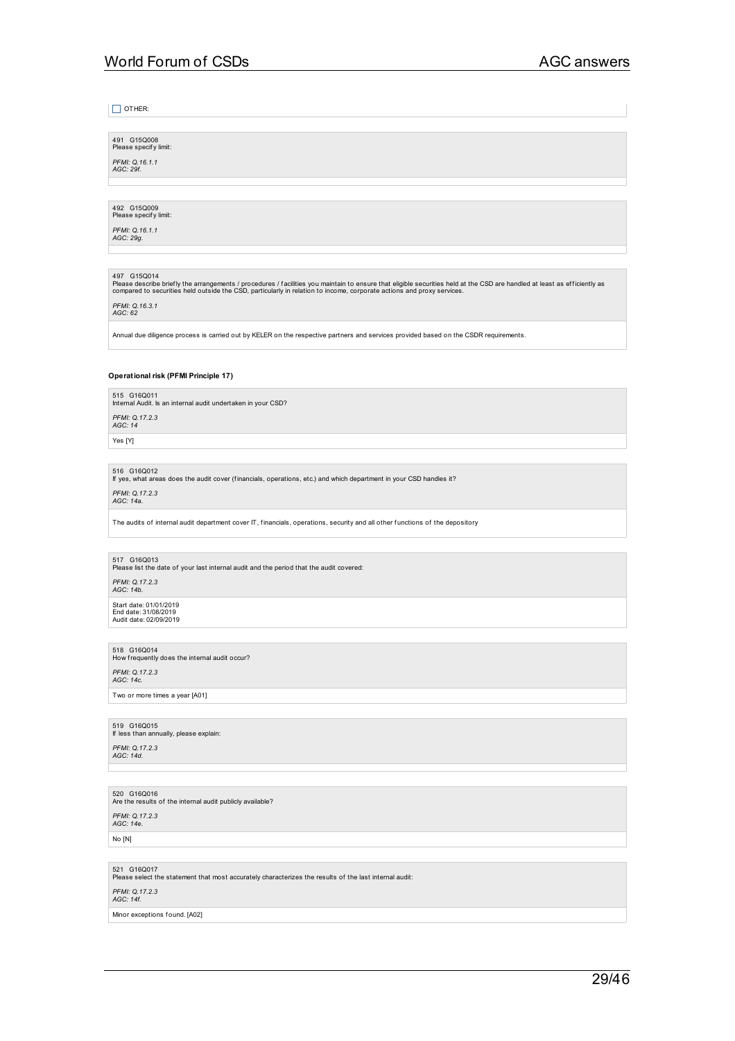☐ OTHER:

491 G15Q008
Please specify limit:

*PFMI: Q.16.1.1*
*AGC: 29f.*

492 G15Q009
Please specify limit:

*PFMI: Q.16.1.1*
*AGC: 29g.*

497 G15Q014
Please describe briefly the arrangements / procedures / facilities you maintain to ensure that eligible securities held at the CSD are handled at least as efficiently as compared to securities held outside the CSD, particularly in relation to income, corporate actions and proxy services.

*PFMI: Q.16.3.1*
*AGC: 62*

Annual due diligence process is carried out by KELER on the respective partners and services provided based on the CSDR requirements.

**Operational risk (PFMI Principle 17)**

515 G16Q011
Internal Audit. Is an internal audit undertaken in your CSD?

*PFMI: Q.17.2.3*
*AGC: 14*

Yes [Y]

516 G16Q012
If yes, what areas does the audit cover (financials, operations, etc.) and which department in your CSD handles it?

*PFMI: Q.17.2.3*
*AGC: 14a.*

The audits of internal audit department cover IT, financials, operations, security and all other functions of the depository

517 G16Q013
Please list the date of your last internal audit and the period that the audit covered:

*PFMI: Q.17.2.3*
*AGC: 14b.*

Start date: 01/01/2019
End date: 31/08/2019
Audit date: 02/09/2019

518 G16Q014
How frequently does the internal audit occur?

*PFMI: Q.17.2.3*
*AGC: 14c.*

Two or more times a year [A01]

519 G16Q015
If less than annually, please explain:

*PFMI: Q.17.2.3*
*AGC: 14d.*

520 G16Q016
Are the results of the internal audit publicly available?

*PFMI: Q.17.2.3*
*AGC: 14e.*

No [N]

521 G16Q017
Please select the statement that most accurately characterizes the results of the last internal audit:

*PFMI: Q.17.2.3*
*AGC: 14f.*

Minor exceptions found. [A02]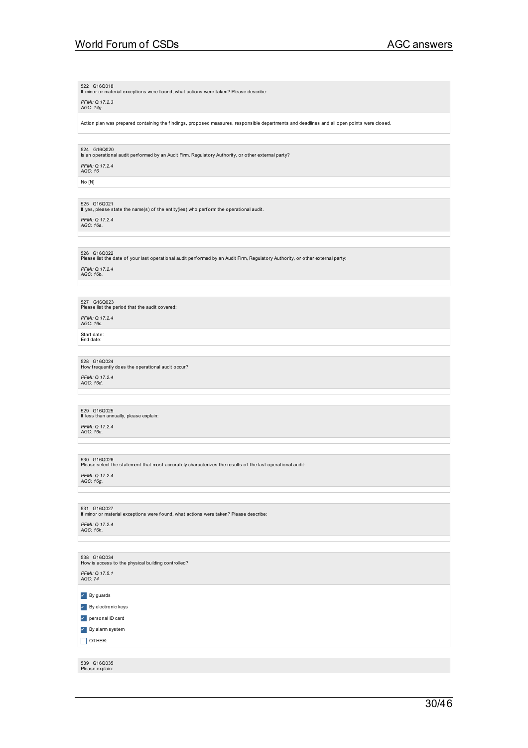522 G16Q018
If minor or material exceptions were found, what actions were taken? Please describe:

*PFMI: Q.17.2.3*
*AGC: 14g.*

Action plan was prepared containing the findings, proposed measures, responsible departments and deadlines and all open points were closed.

524 G16Q020
Is an operational audit performed by an Audit Firm, Regulatory Authority, or other external party?

*PFMI: Q.17.2.4*
*AGC: 16*

No [N]

525 G16Q021
If yes, please state the name(s) of the entity(ies) who perform the operational audit.

*PFMI: Q.17.2.4*
*AGC: 16a.*

526 G16Q022
Please list the date of your last operational audit performed by an Audit Firm, Regulatory Authority, or other external party:

*PFMI: Q.17.2.4*
*AGC: 16b.*

527 G16Q023
Please list the period that the audit covered:

*PFMI: Q.17.2.4*
*AGC: 16c.*

Start date:
End date:

528 G16Q024
How frequently does the operational audit occur?

*PFMI: Q.17.2.4*
*AGC: 16d.*

529 G16Q025
If less than annually, please explain:

*PFMI: Q.17.2.4*
*AGC: 16e.*

530 G16Q026
Please select the statement that most accurately characterizes the results of the last operational audit:

*PFMI: Q.17.2.4*
*AGC: 16g.*

531 G16Q027
If minor or material exceptions were found, what actions were taken? Please describe:

*PFMI: Q.17.2.4*
*AGC: 16h.*

538 G16Q034
How is access to the physical building controlled?

*PFMI: Q.17.5.1*
*AGC: 74*

- [x] By guards
- [x] By electronic keys
- [x] personal ID card
- [x] By alarm system
- [ ] OTHER:

539 G16Q035
Please explain: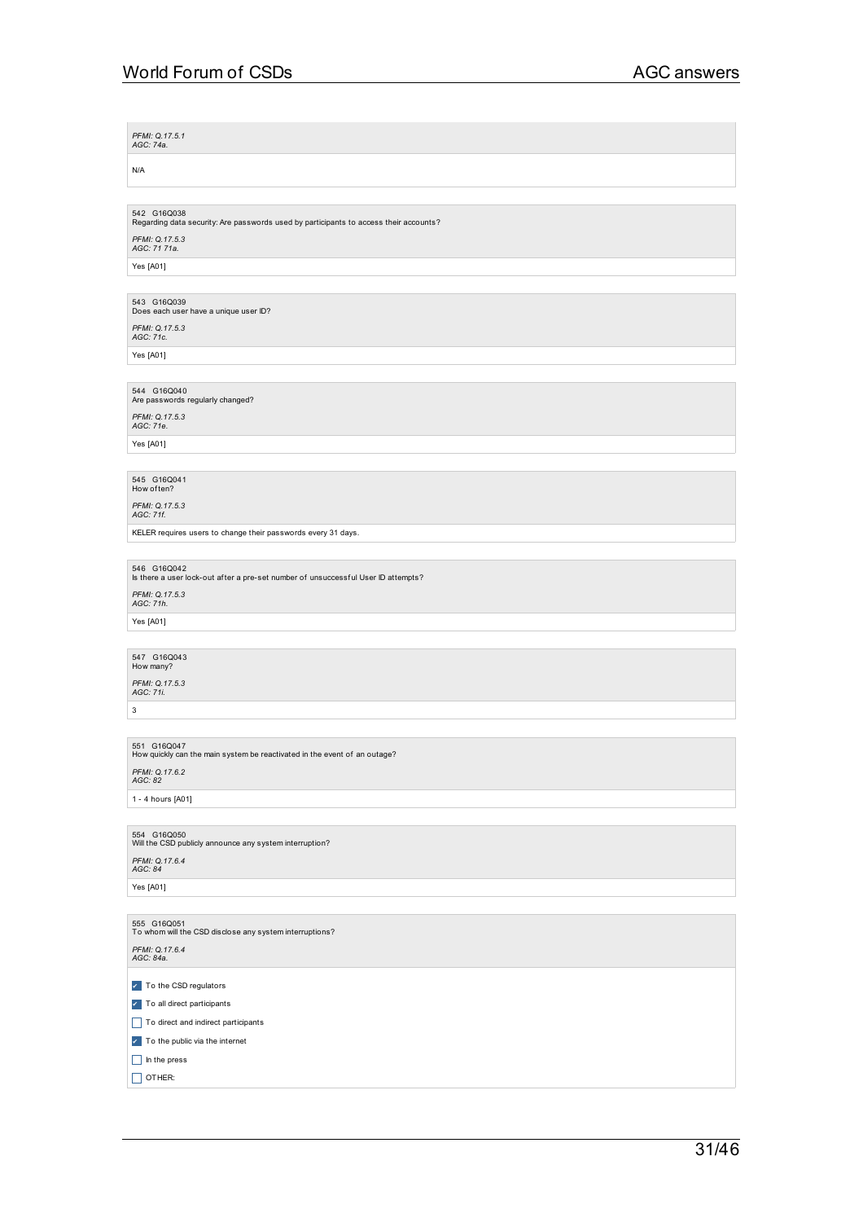*PFMI: Q.17.5.1*
*AGC: 74a.*

N/A

542 G16Q038
Regarding data security: Are passwords used by participants to access their accounts?

*PFMI: Q.17.5.3*
*AGC: 71 71a.*

Yes [A01]

543 G16Q039
Does each user have a unique user ID?

*PFMI: Q.17.5.3*
*AGC: 71c.*

Yes [A01]

544 G16Q040
Are passwords regularly changed?

*PFMI: Q.17.5.3*
*AGC: 71e.*

Yes [A01]

545 G16Q041
How often?

*PFMI: Q.17.5.3*
*AGC: 71f.*

KELER requires users to change their passwords every 31 days.

546 G16Q042
Is there a user lock-out after a pre-set number of unsuccessful User ID attempts?

*PFMI: Q.17.5.3*
*AGC: 71h.*

Yes [A01]

547 G16Q043
How many?

*PFMI: Q.17.5.3*
*AGC: 71i.*

3

551 G16Q047
How quickly can the main system be reactivated in the event of an outage?

*PFMI: Q.17.6.2*
*AGC: 82*

1 - 4 hours [A01]

554 G16Q050
Will the CSD publicly announce any system interruption?

*PFMI: Q.17.6.4*
*AGC: 84*

Yes [A01]

555 G16Q051
To whom will the CSD disclose any system interruptions?

*PFMI: Q.17.6.4*
*AGC: 84a.*

- [x] To the CSD regulators
- [x] To all direct participants
- [ ] To direct and indirect participants
- [x] To the public via the internet
- [ ] In the press
- [ ] OTHER: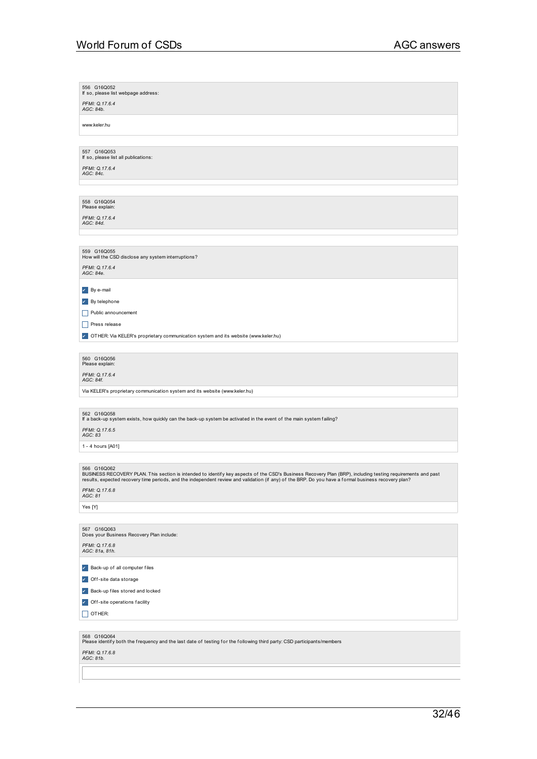556 G16Q052
If so, please list webpage address:

*PFMI: Q.17.6.4*
*AGC: 84b.*

www.keler.hu

557 G16Q053
If so, please list all publications:

*PFMI: Q.17.6.4*
*AGC: 84c.*

558 G16Q054
Please explain:

*PFMI: Q.17.6.4*
*AGC: 84d.*

559 G16Q055
How will the CSD disclose any system interruptions?

*PFMI: Q.17.6.4*
*AGC: 84e.*

- [x] By e-mail
- [x] By telephone
- [ ] Public announcement
- [ ] Press release
- [x] OTHER: Via KELER's proprietary communication system and its website (www.keler.hu)

560 G16Q056
Please explain:

*PFMI: Q.17.6.4*
*AGC: 84f.*

Via KELER's proprietary communication system and its website (www.keler.hu)

562 G16Q058
If a back-up system exists, how quickly can the back-up system be activated in the event of the main system failing?

*PFMI: Q.17.6.5*
*AGC: 83*

1 - 4 hours [A01]

566 G16Q062
BUSINESS RECOVERY PLAN. This section is intended to identify key aspects of the CSD's Business Recovery Plan (BRP), including testing requirements and past results, expected recovery time periods, and the independent review and validation (if any) of the BRP. Do you have a formal business recovery plan?

*PFMI: Q.17.6.8*
*AGC: 81*

Yes [Y]

567 G16Q063
Does your Business Recovery Plan include:

*PFMI: Q.17.6.8*
*AGC: 81a, 81h.*

- [x] Back-up of all computer files
- [x] Off-site data storage
- [x] Back-up files stored and locked
- [x] Off-site operations facility
- [ ] OTHER:

568 G16Q064
Please identify both the frequency and the last date of testing for the following third party: CSD participants/members

*PFMI: Q.17.6.8*
*AGC: 81b.*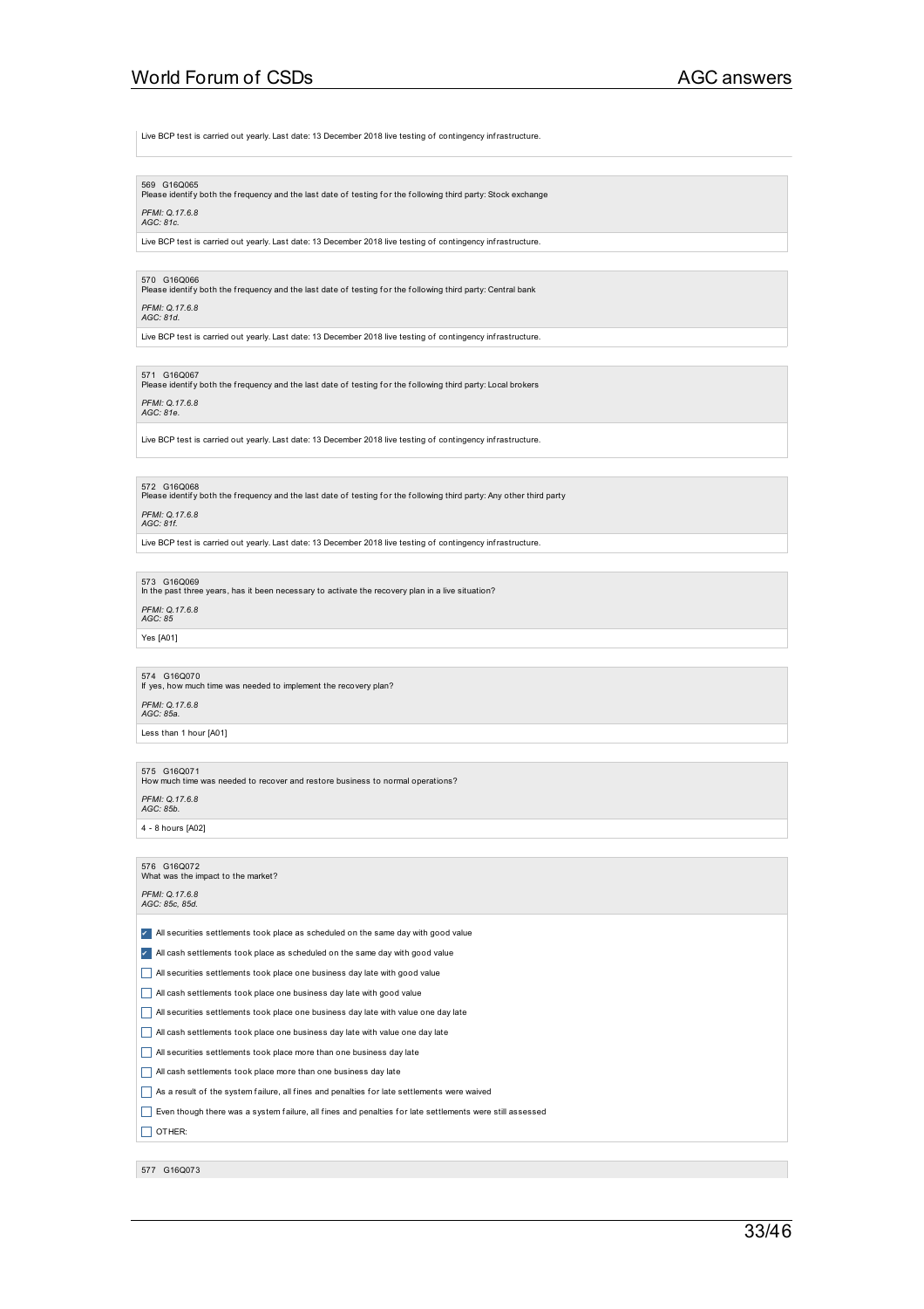Live BCP test is carried out yearly. Last date: 13 December 2018 live testing of contingency infrastructure.

569 G16Q065
Please identify both the frequency and the last date of testing for the following third party: Stock exchange

*PFMI: Q.17.6.8*
*AGC: 81c.*

Live BCP test is carried out yearly. Last date: 13 December 2018 live testing of contingency infrastructure.

570 G16Q066
Please identify both the frequency and the last date of testing for the following third party: Central bank

*PFMI: Q.17.6.8*
*AGC: 81d.*

Live BCP test is carried out yearly. Last date: 13 December 2018 live testing of contingency infrastructure.

571 G16Q067
Please identify both the frequency and the last date of testing for the following third party: Local brokers

*PFMI: Q.17.6.8*
*AGC: 81e.*

Live BCP test is carried out yearly. Last date: 13 December 2018 live testing of contingency infrastructure.

572 G16Q068
Please identify both the frequency and the last date of testing for the following third party: Any other third party

*PFMI: Q.17.6.8*
*AGC: 81f.*

Live BCP test is carried out yearly. Last date: 13 December 2018 live testing of contingency infrastructure.

573 G16Q069
In the past three years, has it been necessary to activate the recovery plan in a live situation?

*PFMI: Q.17.6.8*
*AGC: 85*

Yes [A01]

574 G16Q070
If yes, how much time was needed to implement the recovery plan?

*PFMI: Q.17.6.8*
*AGC: 85a.*

Less than 1 hour [A01]

575 G16Q071
How much time was needed to recover and restore business to normal operations?

*PFMI: Q.17.6.8*
*AGC: 85b.*

4 - 8 hours [A02]

576 G16Q072
What was the impact to the market?

*PFMI: Q.17.6.8*
*AGC: 85c, 85d.*

- [x] All securities settlements took place as scheduled on the same day with good value
- [x] All cash settlements took place as scheduled on the same day with good value
- [ ] All securities settlements took place one business day late with good value
- [ ] All cash settlements took place one business day late with good value
- [ ] All securities settlements took place one business day late with value one day late
- [ ] All cash settlements took place one business day late with value one day late
- [ ] All securities settlements took place more than one business day late
- [ ] All cash settlements took place more than one business day late
- [ ] As a result of the system failure, all fines and penalties for late settlements were waived
- [ ] Even though there was a system failure, all fines and penalties for late settlements were still assessed
- [ ] OTHER:

577 G16Q073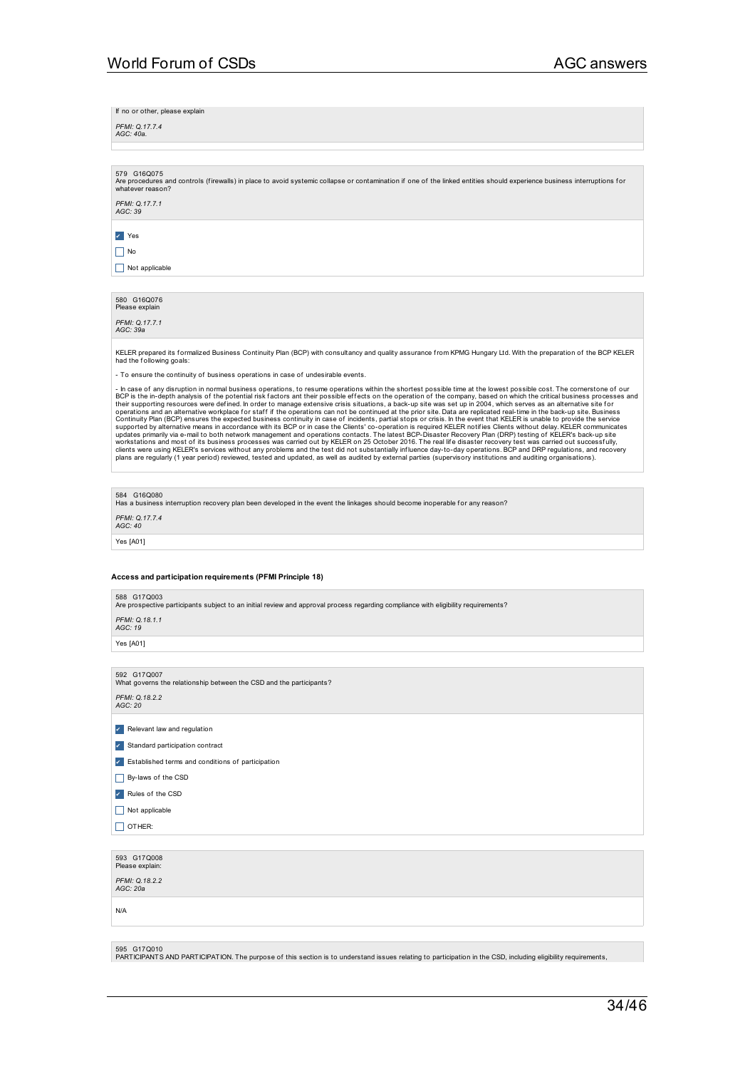If no or other, please explain

*PFMI: Q.17.7.4*
*AGC: 40a.*

579 G16Q075
Are procedures and controls (firewalls) in place to avoid systemic collapse or contamination if one of the linked entities should experience business interruptions for whatever reason?

*PFMI: Q.17.7.1*
*AGC: 39*

- [x] Yes
- [ ] No
- [ ] Not applicable

580 G16Q076
Please explain

*PFMI: Q.17.7.1*
*AGC: 39a*

KELER prepared its formalized Business Continuity Plan (BCP) with consultancy and quality assurance from KPMG Hungary Ltd. With the preparation of the BCP KELER had the following goals:

- To ensure the continuity of business operations in case of undesirable events.

- In case of any disruption in normal business operations, to resume operations within the shortest possible time at the lowest possible cost. The cornerstone of our BCP is the in-depth analysis of the potential risk factors ant their possible effects on the operation of the company, based on which the critical business processes and their supporting resources were defined. In order to manage extensive crisis situations, a back-up site was set up in 2004, which serves as an alternative site for operations and an alternative workplace for staff if the operations can not be continued at the prior site. Data are replicated real-time in the back-up site. Business Continuity Plan (BCP) ensures the expected business continuity in case of incidents, partial stops or crisis. In the event that KELER is unable to provide the service supported by alternative means in accordance with its BCP or in case the Clients' co-operation is required KELER notifies Clients without delay. KELER communicates updates primarily via e-mail to both network management and operations contacts. The latest BCP-Disaster Recovery Plan (DRP) testing of KELER's back-up site workstations and most of its business processes was carried out by KELER on 25 October 2016. The real life disaster recovery test was carried out successfully, clients were using KELER's services without any problems and the test did not substantially influence day-to-day operations. BCP and DRP regulations, and recovery plans are regularly (1 year period) reviewed, tested and updated, as well as audited by external parties (supervisory institutions and auditing organisations).

584 G16Q080
Has a business interruption recovery plan been developed in the event the linkages should become inoperable for any reason?

*PFMI: Q.17.7.4*
*AGC: 40*

Yes [A01]

### Access and participation requirements (PFMI Principle 18)

588 G17Q003
Are prospective participants subject to an initial review and approval process regarding compliance with eligibility requirements?

*PFMI: Q.18.1.1*
*AGC: 19*

Yes [A01]

592 G17Q007
What governs the relationship between the CSD and the participants?

*PFMI: Q.18.2.2*
*AGC: 20*

- [x] Relevant law and regulation
- [x] Standard participation contract
- [x] Established terms and conditions of participation
- [ ] By-laws of the CSD
- [x] Rules of the CSD
- [ ] Not applicable
- [ ] OTHER:

593 G17Q008
Please explain:

*PFMI: Q.18.2.2*
*AGC: 20a*

N/A

595 G17Q010
PARTICIPANTS AND PARTICIPATION. The purpose of this section is to understand issues relating to participation in the CSD, including eligibility requirements,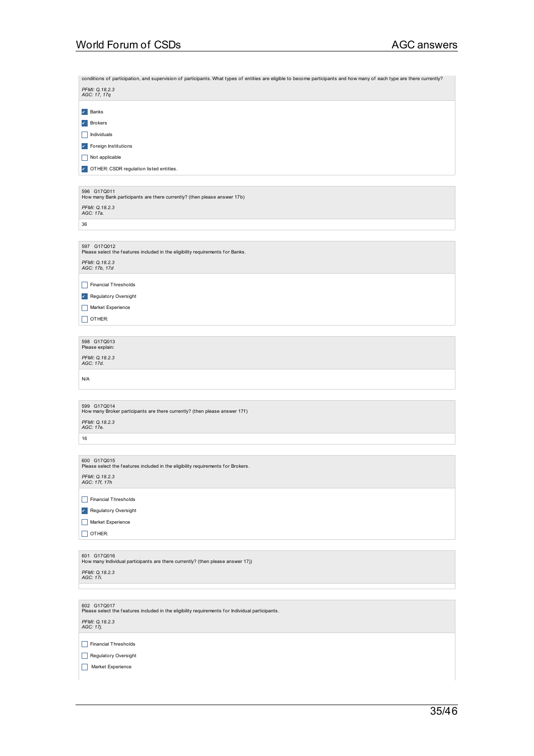conditions of participation, and supervision of participants. What types of entities are eligible to become participants and how many of each type are there currently?

*PFMI: Q.18.2.3*
*AGC: 17, 17q*

- [x] Banks
- [x] Brokers
- [ ] Individuals
- [x] Foreign Institutions
- [ ] Not applicable
- [x] OTHER: CSDR regulation listed entities.

596 G17Q011
How many Bank participants are there currently? (then please answer 17b)

*PFMI: Q.18.2.3*
*AGC: 17a.*

36

597 G17Q012
Please select the features included in the eligibility requirements for Banks.

*PFMI: Q.18.2.3*
*AGC: 17b, 17d*

- [ ] Financial Thresholds
- [x] Regulatory Oversight
- [ ] Market Experience
- [ ] OTHER:

598 G17Q013
Please explain:

*PFMI: Q.18.2.3*
*AGC: 17d.*

N/A

599 G17Q014
How many Broker participants are there currently? (then please answer 17f)

*PFMI: Q.18.2.3*
*AGC: 17e.*

16

600 G17Q015
Please select the features included in the eligibility requirements for Brokers.

*PFMI: Q.18.2.3*
*AGC: 17f, 17h*

- [ ] Financial Thresholds
- [x] Regulatory Oversight
- [ ] Market Experience
- [ ] OTHER:

601 G17Q016
How many Individual participants are there currently? (then please answer 17j)

*PFMI: Q.18.2.3*
*AGC: 17i.*

602 G17Q017
Please select the features included in the eligibility requirements for Individual participants.

*PFMI: Q.18.2.3*
*AGC: 17j.*

- [ ] Financial Thresholds
- [ ] Regulatory Oversight
- [ ] Market Experience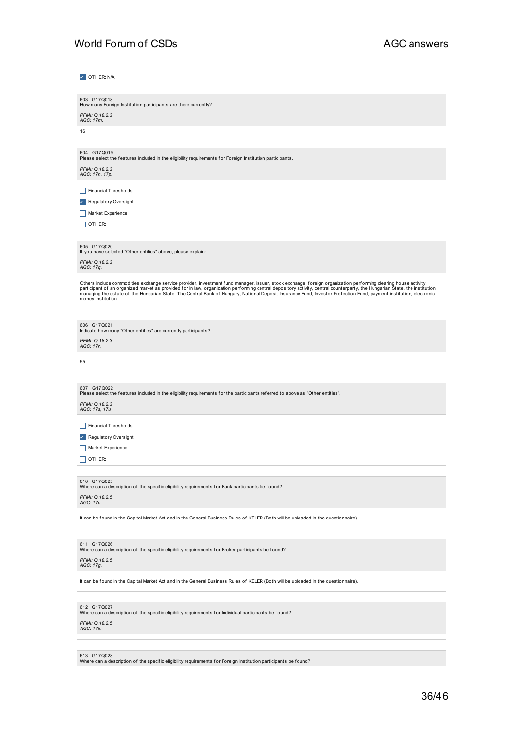- [x] OTHER: N/A

603 G17Q018
How many Foreign Institution participants are there currently?

*PFMI: Q.18.2.3*
*AGC: 17m.*

16

604 G17Q019
Please select the features included in the eligibility requirements for Foreign Institution participants.

*PFMI: Q.18.2.3*
*AGC: 17n, 17p.*

- [ ] Financial Thresholds
- [x] Regulatory Oversight
- [ ] Market Experience
- [ ] OTHER:

605 G17Q020
If you have selected "Other entities" above, please explain:

*PFMI: Q.18.2.3*
*AGC: 17q.*

Others include commodities exchange service provider, investment fund manager, issuer, stock exchange, foreign organization performing clearing house activity, participant of an organized market as provided for in law, organization performing central depository activity, central counterparty, the Hungarian State, the institution managing the estate of the Hungarian State, The Central Bank of Hungary, National Deposit Insurance Fund, Investor Protection Fund, payment institution, electronic money institution.

606 G17Q021
Indicate how many "Other entities" are currently participants?

*PFMI: Q.18.2.3*
*AGC: 17r.*

55

607 G17Q022
Please select the features included in the eligibility requirements for the participants referred to above as "Other entities".

*PFMI: Q.18.2.3*
*AGC: 17s, 17u*

- [ ] Financial Thresholds
- [x] Regulatory Oversight
- [ ] Market Experience
- [ ] OTHER:

610 G17Q025
Where can a description of the specific eligibility requirements for Bank participants be found?

*PFMI: Q.18.2.5*
*AGC: 17c.*

It can be found in the Capital Market Act and in the General Business Rules of KELER (Both will be uploaded in the questionnaire).

611 G17Q026
Where can a description of the specific eligibility requirements for Broker participants be found?

*PFMI: Q.18.2.5*
*AGC: 17g.*

It can be found in the Capital Market Act and in the General Business Rules of KELER (Both will be uploaded in the questionnaire).

612 G17Q027
Where can a description of the specific eligibility requirements for Individual participants be found?

*PFMI: Q.18.2.5*
*AGC: 17k.*

613 G17Q028
Where can a description of the specific eligibility requirements for Foreign Institution participants be found?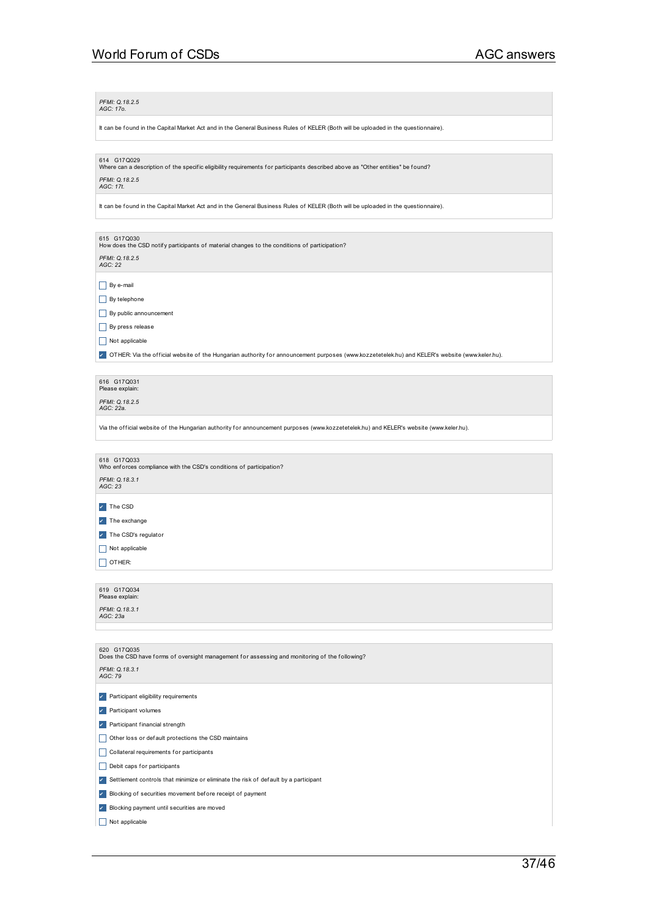*PFMI: Q.18.2.5*
*AGC: 17o.*

It can be found in the Capital Market Act and in the General Business Rules of KELER (Both will be uploaded in the questionnaire).

614 G17Q029
Where can a description of the specific eligibility requirements for participants described above as "Other entities" be found?

*PFMI: Q.18.2.5*
*AGC: 17t.*

It can be found in the Capital Market Act and in the General Business Rules of KELER (Both will be uploaded in the questionnaire).

615 G17Q030
How does the CSD notify participants of material changes to the conditions of participation?

*PFMI: Q.18.2.5*
*AGC: 22*

- [ ] By e-mail
- [ ] By telephone
- [ ] By public announcement
- [ ] By press release
- [ ] Not applicable
- [x] OTHER: Via the official website of the Hungarian authority for announcement purposes (www.kozzetetelek.hu) and KELER's website (www.keler.hu).

616 G17Q031
Please explain:

*PFMI: Q.18.2.5*
*AGC: 22a.*

Via the official website of the Hungarian authority for announcement purposes (www.kozzetetelek.hu) and KELER's website (www.keler.hu).

618 G17Q033
Who enforces compliance with the CSD's conditions of participation?

*PFMI: Q.18.3.1*
*AGC: 23*

- [x] The CSD
- [x] The exchange
- [x] The CSD's regulator
- [ ] Not applicable
- [ ] OTHER:

619 G17Q034
Please explain:

*PFMI: Q.18.3.1*
*AGC: 23a*

620 G17Q035
Does the CSD have forms of oversight management for assessing and monitoring of the following?

*PFMI: Q.18.3.1*
*AGC: 79*

- [x] Participant eligibility requirements
- [x] Participant volumes
- [x] Participant financial strength
- [ ] Other loss or default protections the CSD maintains
- [ ] Collateral requirements for participants
- [ ] Debit caps for participants
- [x] Settlement controls that minimize or eliminate the risk of default by a participant
- [x] Blocking of securities movement before receipt of payment
- [x] Blocking payment until securities are moved
- [ ] Not applicable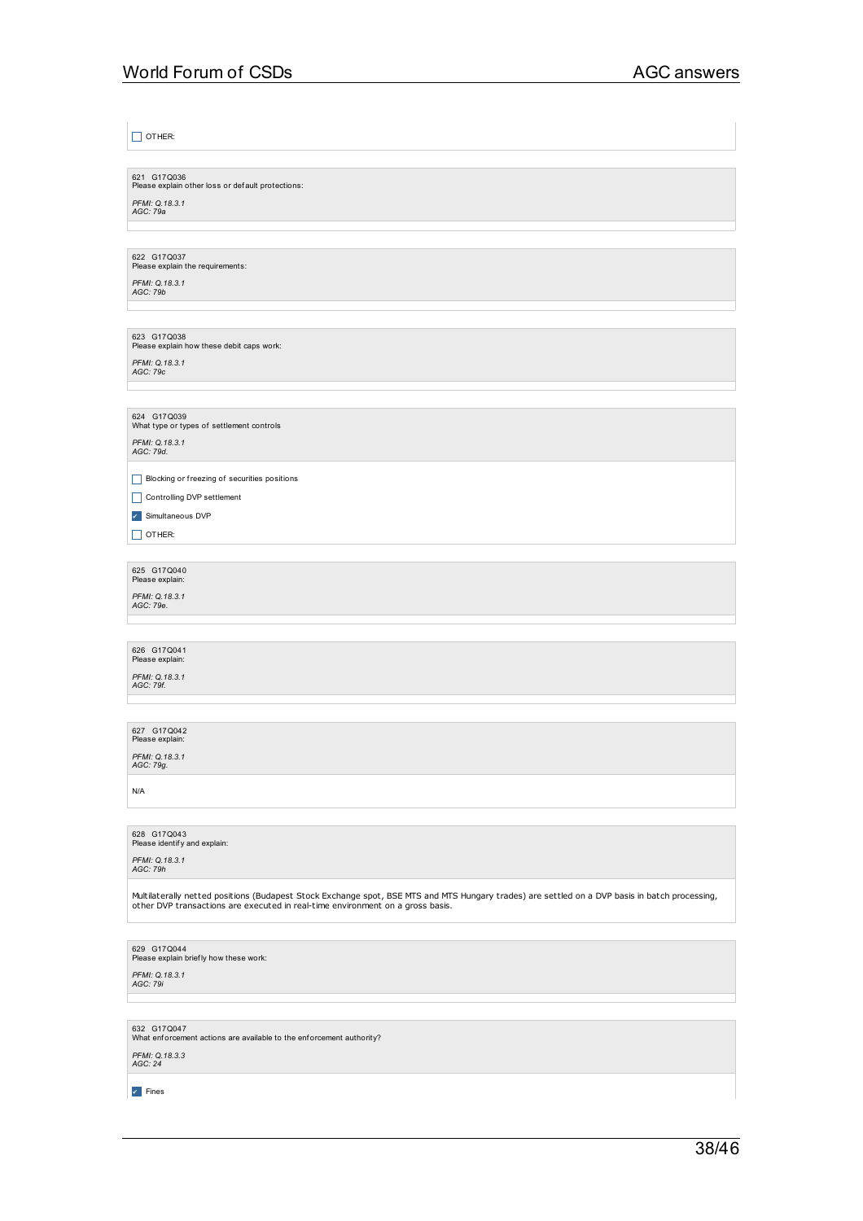☐ OTHER:

621 G17Q036
Please explain other loss or default protections:

*PFMI: Q.18.3.1*
*AGC: 79a*

622 G17Q037
Please explain the requirements:

*PFMI: Q.18.3.1*
*AGC: 79b*

623 G17Q038
Please explain how these debit caps work:

*PFMI: Q.18.3.1*
*AGC: 79c*

624 G17Q039
What type or types of settlement controls

*PFMI: Q.18.3.1*
*AGC: 79d.*

☐ Blocking or freezing of securities positions

☐ Controlling DVP settlement

☑ Simultaneous DVP

☐ OTHER:

625 G17Q040
Please explain:

*PFMI: Q.18.3.1*
*AGC: 79e.*

626 G17Q041
Please explain:

*PFMI: Q.18.3.1*
*AGC: 79f.*

627 G17Q042
Please explain:

*PFMI: Q.18.3.1*
*AGC: 79g.*

N/A

628 G17Q043
Please identify and explain:

*PFMI: Q.18.3.1*
*AGC: 79h*

Multilaterally netted positions (Budapest Stock Exchange spot, BSE MTS and MTS Hungary trades) are settled on a DVP basis in batch processing, other DVP transactions are executed in real-time environment on a gross basis.

629 G17Q044
Please explain briefly how these work:

*PFMI: Q.18.3.1*
*AGC: 79i*

632 G17Q047
What enforcement actions are available to the enforcement authority?

*PFMI: Q.18.3.3*
*AGC: 24*

☑ Fines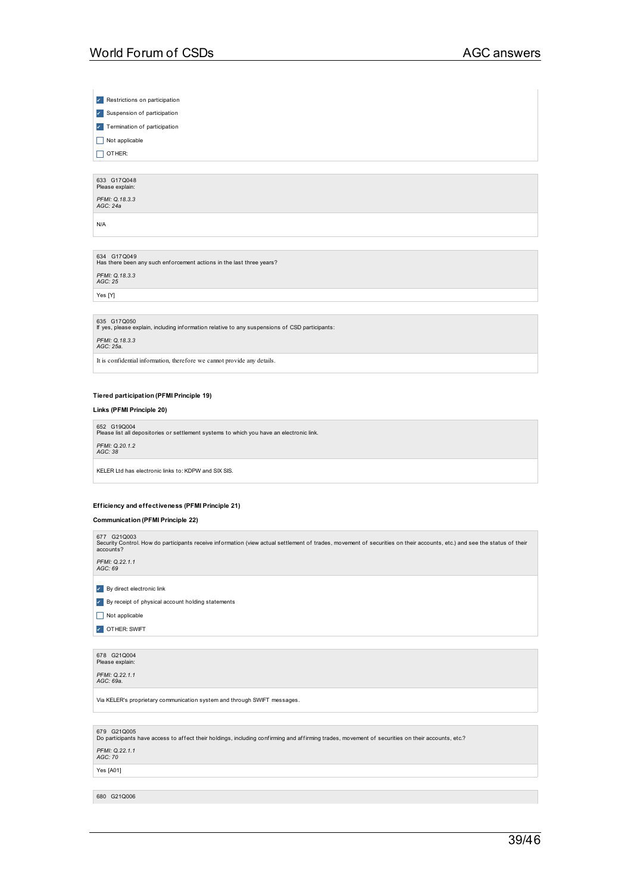- [x] Restrictions on participation
- [x] Suspension of participation
- [x] Termination of participation
- [ ] Not applicable
- [ ] OTHER:

633 G17Q048
Please explain:

*PFMI: Q.18.3.3*
*AGC: 24a*

N/A

634 G17Q049
Has there been any such enforcement actions in the last three years?

*PFMI: Q.18.3.3*
*AGC: 25*

Yes [Y]

635 G17Q050
If yes, please explain, including information relative to any suspensions of CSD participants:

*PFMI: Q.18.3.3*
*AGC: 25a.*

It is confidential information, therefore we cannot provide any details.

**Tiered participation (PFMI Principle 19)**

**Links (PFMI Principle 20)**

652 G19Q004
Please list all depositories or settlement systems to which you have an electronic link.

*PFMI: Q.20.1.2*
*AGC: 38*

KELER Ltd has electronic links to: KDPW and SIX SIS.

**Efficiency and effectiveness (PFMI Principle 21)**

**Communication (PFMI Principle 22)**

677 G21Q003
Security Control. How do participants receive information (view actual settlement of trades, movement of securities on their accounts, etc.) and see the status of their accounts?

*PFMI: Q.22.1.1*
*AGC: 69*

- [x] By direct electronic link
- [x] By receipt of physical account holding statements
- [ ] Not applicable
- [x] OTHER: SWIFT

678 G21Q004
Please explain:

*PFMI: Q.22.1.1*
*AGC: 69a.*

Via KELER's proprietary communication system and through SWIFT messages.

679 G21Q005
Do participants have access to affect their holdings, including confirming and affirming trades, movement of securities on their accounts, etc.?

*PFMI: Q.22.1.1*
*AGC: 70*

Yes [A01]

680 G21Q006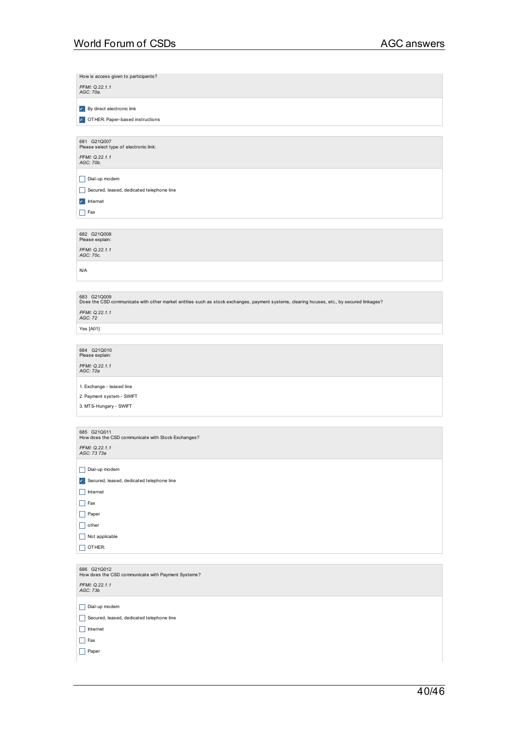How is access given to participants?

*PFMI: Q.22.1.1*
*AGC: 70a.*

- [x] By direct electronic link
- [x] OTHER: Paper-based instructions

681 G21Q007
Please select type of electronic link:

*PFMI: Q.22.1.1*
*AGC: 70b.*

- [ ] Dial-up modem
- [ ] Secured, leased, dedicated telephone line
- [x] Internet
- [ ] Fax

682 G21Q008
Please explain:

*PFMI: Q.22.1.1*
*AGC: 70c.*

N/A

683 G21Q009
Does the CSD communicate with other market entities such as stock exchanges, payment systems, clearing houses, etc., by secured linkages?

*PFMI: Q.22.1.1*
*AGC: 72*

Yes [A01]

684 G21Q010
Please explain:

*PFMI: Q.22.1.1*
*AGC: 72a*

1. Exchange - leased line

2. Payment system - SWIFT

3. MTS-Hungary - SWIFT

685 G21Q011
How does the CSD communicate with Stock Exchanges?

*PFMI: Q.22.1.1*
*AGC: 73 73a*

- [ ] Dial-up modem
- [x] Secured, leased, dedicated telephone line
- [ ] Internet
- [ ] Fax
- [ ] Paper
- [ ] other
- [ ] Not applicable
- [ ] OTHER:

686 G21Q012
How does the CSD communicate with Payment Systems?

*PFMI: Q.22.1.1*
*AGC: 73b*

- [ ] Dial-up modem
- [ ] Secured, leased, dedicated telephone line
- [ ] Internet
- [ ] Fax
- [ ] Paper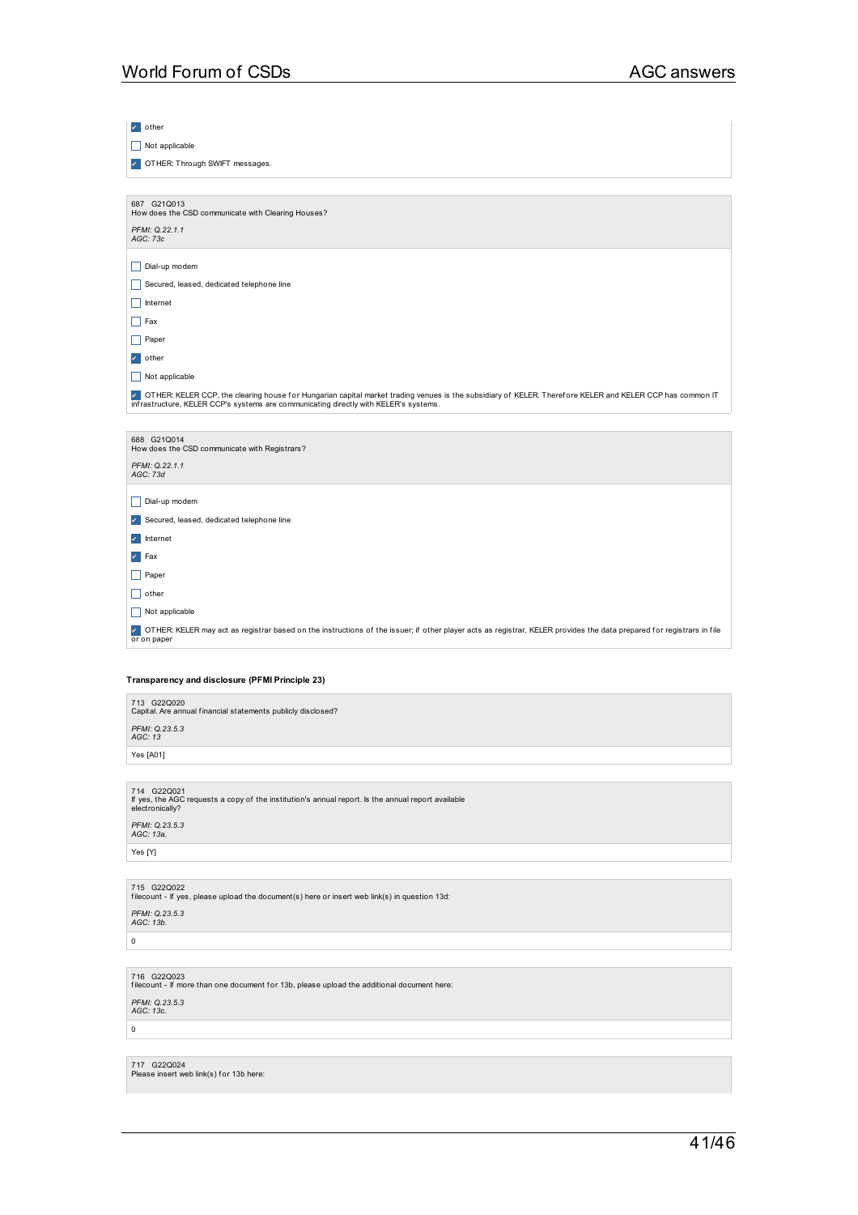- [x] other
- [ ] Not applicable
- [x] OTHER: Through SWIFT messages.

687 G21Q013
How does the CSD communicate with Clearing Houses?

*PFMI: Q.22.1.1*
*AGC: 73c*

- [ ] Dial-up modem
- [ ] Secured, leased, dedicated telephone line
- [ ] Internet
- [ ] Fax
- [ ] Paper
- [x] other
- [ ] Not applicable
- [x] OTHER: KELER CCP, the clearing house for Hungarian capital market trading venues is the subsidiary of KELER. Therefore KELER and KELER CCP has common IT infrastructure, KELER CCP's systems are communicating directly with KELER's systems.

688 G21Q014
How does the CSD communicate with Registrars?

*PFMI: Q.22.1.1*
*AGC: 73d*

- [ ] Dial-up modem
- [x] Secured, leased, dedicated telephone line
- [x] Internet
- [x] Fax
- [ ] Paper
- [ ] other
- [ ] Not applicable
- [x] OTHER: KELER may act as registrar based on the instructions of the issuer; if other player acts as registrar, KELER provides the data prepared for registrars in file or on paper

**Transparency and disclosure (PFMI Principle 23)**

713 G22Q020
Capital. Are annual financial statements publicly disclosed?

*PFMI: Q.23.5.3*
*AGC: 13*

Yes [A01]

714 G22Q021
If yes, the AGC requests a copy of the institution's annual report. Is the annual report available electronically?

*PFMI: Q.23.5.3*
*AGC: 13a.*

Yes [Y]

715 G22Q022
filecount - If yes, please upload the document(s) here or insert web link(s) in question 13d:

*PFMI: Q.23.5.3*
*AGC: 13b.*

0

716 G22Q023
filecount - If more than one document for 13b, please upload the additional document here:

*PFMI: Q.23.5.3*
*AGC: 13c.*

0

717 G22Q024
Please insert web link(s) for 13b here: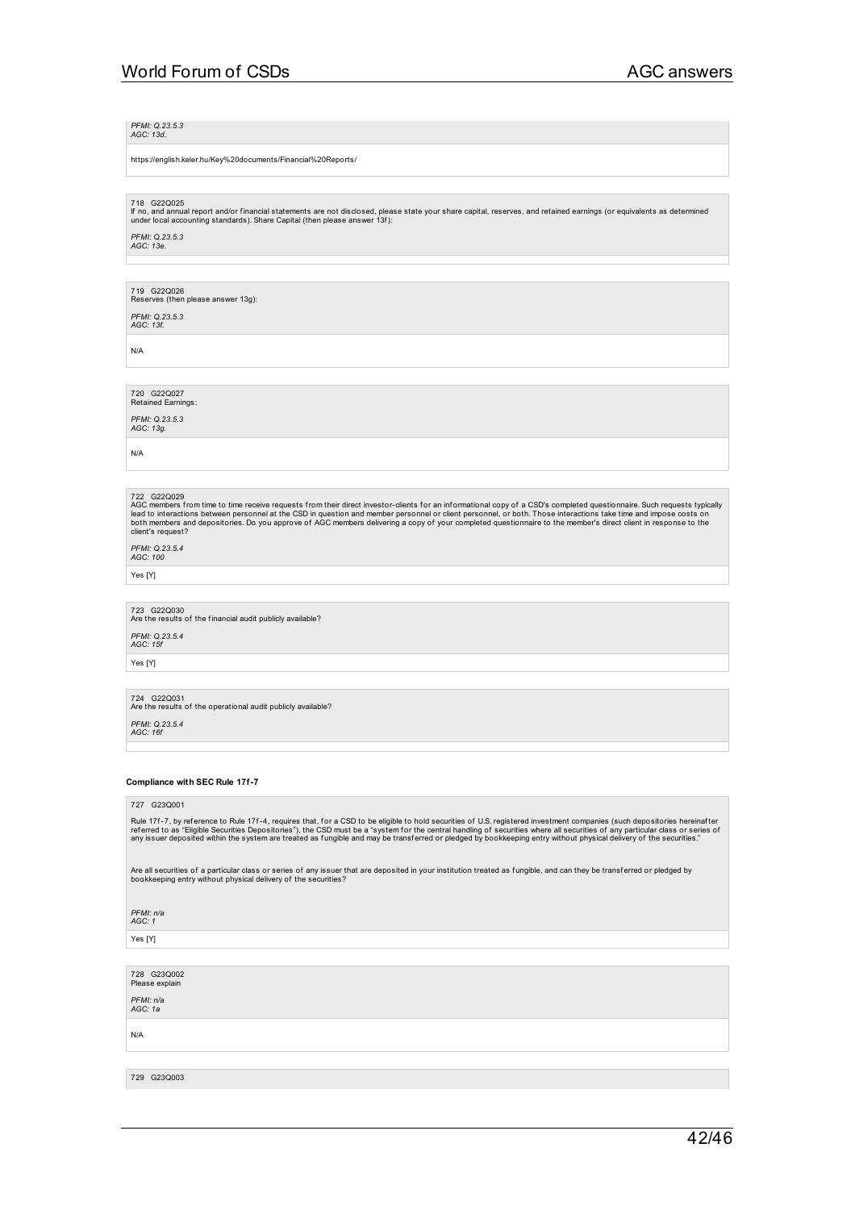*PFMI: Q.23.5.3*
*AGC: 13d.*

https://english.keler.hu/Key%20documents/Financial%20Reports/

718 G22Q025
If no, and annual report and/or financial statements are not disclosed, please state your share capital, reserves, and retained earnings (or equivalents as determined under local accounting standards). Share Capital (then please answer 13f):

*PFMI: Q.23.5.3*
*AGC: 13e.*

719 G22Q026
Reserves (then please answer 13g):

*PFMI: Q.23.5.3*
*AGC: 13f.*

N/A

720 G22Q027
Retained Earnings:

*PFMI: Q.23.5.3*
*AGC: 13g.*

N/A

722 G22Q029
AGC members from time to time receive requests from their direct investor-clients for an informational copy of a CSD's completed questionnaire. Such requests typically lead to interactions between personnel at the CSD in question and member personnel or client personnel, or both. Those interactions take time and impose costs on both members and depositories. Do you approve of AGC members delivering a copy of your completed questionnaire to the member's direct client in response to the client's request?

*PFMI: Q.23.5.4*
*AGC: 100*

Yes [Y]

723 G22Q030
Are the results of the financial audit publicly available?

*PFMI: Q.23.5.4*
*AGC: 15f*

Yes [Y]

724 G22Q031
Are the results of the operational audit publicly available?

*PFMI: Q.23.5.4*
*AGC: 16f*

**Compliance with SEC Rule 17f-7**

727 G23Q001

Rule 17f-7, by reference to Rule 17f-4, requires that, for a CSD to be eligible to hold securities of U.S. registered investment companies (such depositories hereinafter referred to as "Eligible Securities Depositories"), the CSD must be a "system for the central handling of securities where all securities of any particular class or series of any issuer deposited within the system are treated as fungible and may be transferred or pledged by bookkeeping entry without physical delivery of the securities."

Are all securities of a particular class or series of any issuer that are deposited in your institution treated as fungible, and can they be transferred or pledged by bookkeeping entry without physical delivery of the securities?

*PFMI: n/a*
*AGC: 1*

Yes [Y]

728 G23Q002
Please explain

*PFMI: n/a*
*AGC: 1a*

N/A

729 G23Q003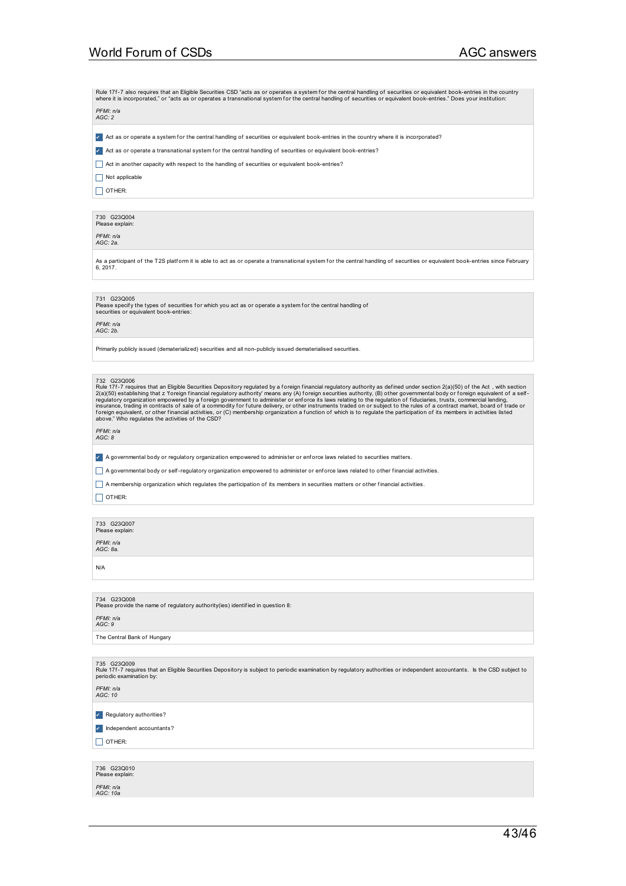Rule 17f-7 also requires that an Eligible Securities CSD "acts as or operates a system for the central handling of securities or equivalent book-entries in the country where it is incorporated," or "acts as or operates a transnational system for the central handling of securities or equivalent book-entries." Does your institution:

*PFMI: n/a*
*AGC: 2*

- [x] Act as or operate a system for the central handling of securities or equivalent book-entries in the country where it is incorporated?
- [x] Act as or operate a transnational system for the central handling of securities or equivalent book-entries?
- [ ] Act in another capacity with respect to the handling of securities or equivalent book-entries?
- [ ] Not applicable
- [ ] OTHER:

730 G23Q004
Please explain:

*PFMI: n/a*
*AGC: 2a.*

As a participant of the T2S platform it is able to act as or operate a transnational system for the central handling of securities or equivalent book-entries since February 6, 2017.

731 G23Q005
Please specify the types of securities for which you act as or operate a system for the central handling of securities or equivalent book-entries:

*PFMI: n/a*
*AGC: 2b.*

Primarily publicly issued (dematerialized) securities and all non-publicly issued dematerialised securities.

732 G23Q006
Rule 17f-7 requires that an Eligible Securities Depository regulated by a foreign financial regulatory authority as defined under section 2(a)(50) of the Act , with section 2(a)(50) establishing that z 'foreign financial regulatory authority' means any (A) foreign securities authority, (B) other governmental body or foreign equivalent of a self-regulatory organization empowered by a foreign government to administer or enforce its laws relating to the regulation of fiduciaries, trusts, commercial lending, insurance, trading in contracts of sale of a commodity for future delivery, or other instruments traded on or subject to the rules of a contract market, board of trade or foreign equivalent, or other financial activities, or (C) membership organization a function of which is to regulate the participation of its members in activities listed above." Who regulates the activities of the CSD?

*PFMI: n/a*
*AGC: 8*

- [x] A governmental body or regulatory organization empowered to administer or enforce laws related to securities matters.
- [ ] A governmental body or self-regulatory organization empowered to administer or enforce laws related to other financial activities.
- [ ] A membership organization which regulates the participation of its members in securities matters or other financial activities.
- [ ] OTHER:

733 G23Q007
Please explain:

*PFMI: n/a*
*AGC: 8a.*

N/A

734 G23Q008
Please provide the name of regulatory authority(ies) identified in question 8:

*PFMI: n/a*
*AGC: 9*

The Central Bank of Hungary

735 G23Q009
Rule 17f-7 requires that an Eligible Securities Depository is subject to periodic examination by regulatory authorities or independent accountants. Is the CSD subject to periodic examination by:

*PFMI: n/a*
*AGC: 10*

- [x] Regulatory authorities?
- [x] Independent accountants?
- [ ] OTHER:

736 G23Q010
Please explain:

*PFMI: n/a*
*AGC: 10a*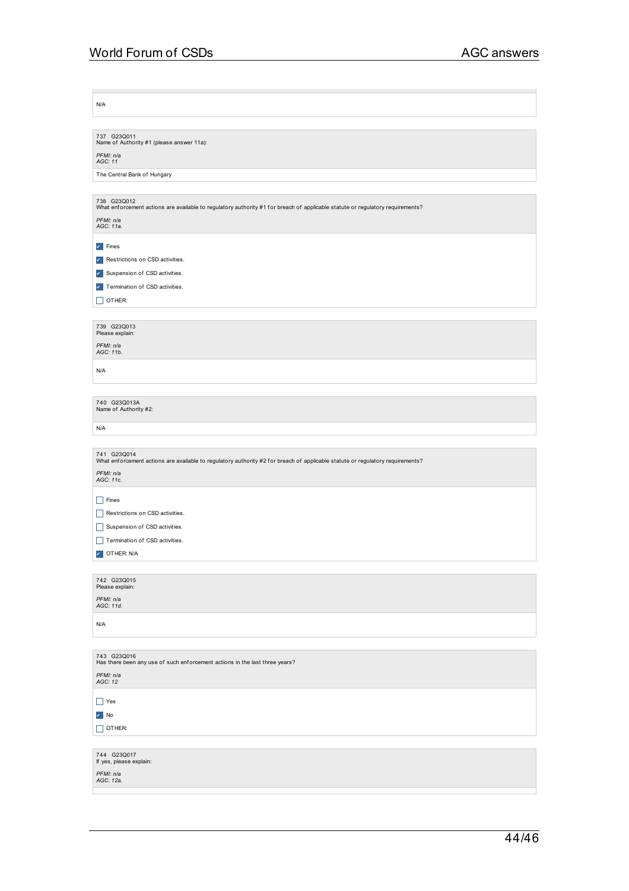N/A

737 G23Q011
Name of Authority #1 (please answer 11a):

*PFMI: n/a*
*AGC: 11*

The Central Bank of Hungary

738 G23Q012
What enforcement actions are available to regulatory authority #1 for breach of applicable statute or regulatory requirements?

*PFMI: n/a*
*AGC: 11a.*

- [x] Fines
- [x] Restrictions on CSD activities.
- [x] Suspension of CSD activities.
- [x] Termination of CSD activities.
- [ ] OTHER:

739 G23Q013
Please explain:

*PFMI: n/a*
*AGC: 11b.*

N/A

740 G23Q013A
Name of Authority #2:

N/A

741 G23Q014
What enforcement actions are available to regulatory authority #2 for breach of applicable statute or regulatory requirements?

*PFMI: n/a*
*AGC: 11c.*

- [ ] Fines
- [ ] Restrictions on CSD activities.
- [ ] Suspension of CSD activities.
- [ ] Termination of CSD activities.
- [x] OTHER: N/A

742 G23Q015
Please explain:

*PFMI: n/a*
*AGC: 11d.*

N/A

743 G23Q016
Has there been any use of such enforcement actions in the last three years?

*PFMI: n/a*
*AGC: 12*

- [ ] Yes
- [x] No
- [ ] OTHER:

744 G23Q017
If yes, please explain:

*PFMI: n/a*
*AGC: 12a.*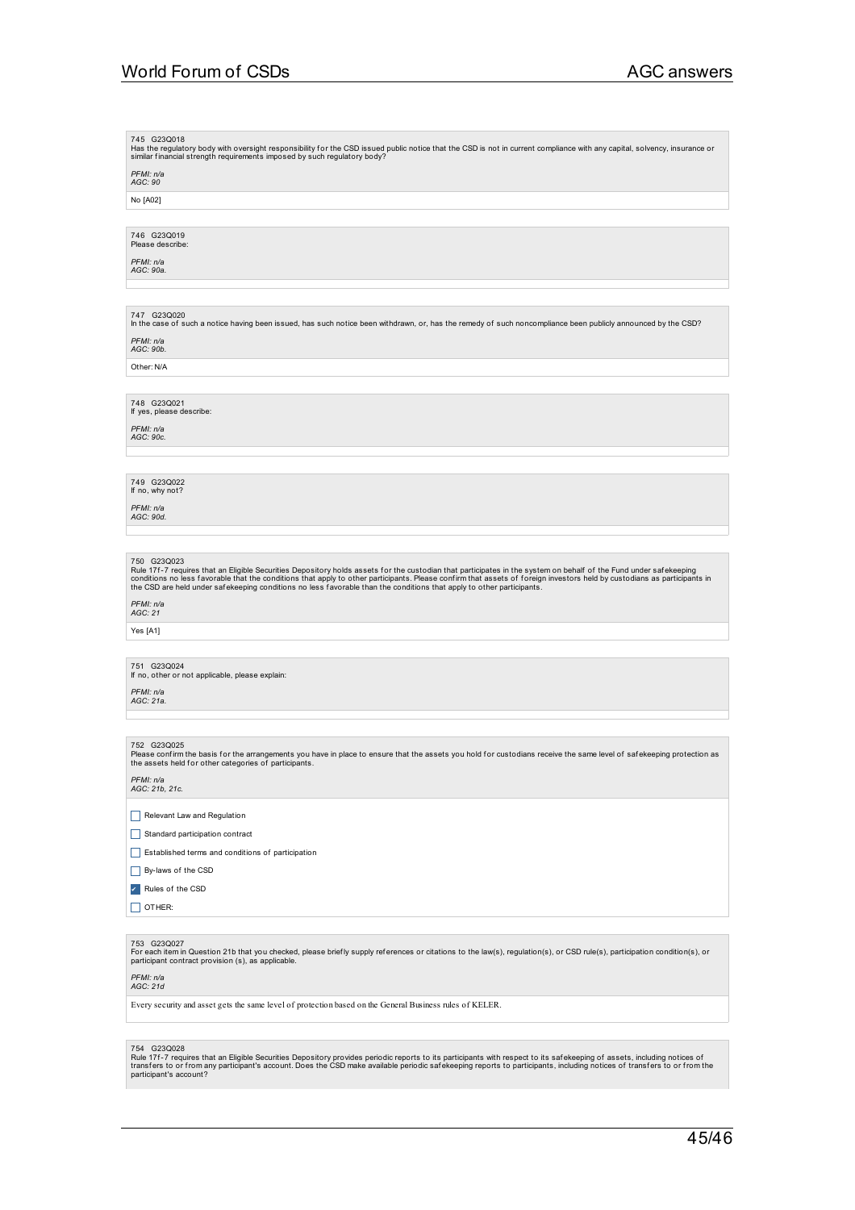745 G23Q018
Has the regulatory body with oversight responsibility for the CSD issued public notice that the CSD is not in current compliance with any capital, solvency, insurance or similar financial strength requirements imposed by such regulatory body?

*PFMI: n/a*
*AGC: 90*

No [A02]

746 G23Q019
Please describe:

*PFMI: n/a*
*AGC: 90a.*

747 G23Q020
In the case of such a notice having been issued, has such notice been withdrawn, or, has the remedy of such noncompliance been publicly announced by the CSD?

*PFMI: n/a*
*AGC: 90b.*

Other: N/A

748 G23Q021
If yes, please describe:

*PFMI: n/a*
*AGC: 90c.*

749 G23Q022
If no, why not?

*PFMI: n/a*
*AGC: 90d.*

750 G23Q023
Rule 17f-7 requires that an Eligible Securities Depository holds assets for the custodian that participates in the system on behalf of the Fund under safekeeping conditions no less favorable that the conditions that apply to other participants. Please confirm that assets of foreign investors held by custodians as participants in the CSD are held under safekeeping conditions no less favorable than the conditions that apply to other participants.

*PFMI: n/a*
*AGC: 21*

Yes [A1]

751 G23Q024
If no, other or not applicable, please explain:

*PFMI: n/a*
*AGC: 21a.*

752 G23Q025
Please confirm the basis for the arrangements you have in place to ensure that the assets you hold for custodians receive the same level of safekeeping protection as the assets held for other categories of participants.

*PFMI: n/a*
*AGC: 21b, 21c.*

- [ ] Relevant Law and Regulation
- [ ] Standard participation contract
- [ ] Established terms and conditions of participation
- [ ] By-laws of the CSD
- [x] Rules of the CSD
- [ ] OTHER:

753 G23Q027
For each item in Question 21b that you checked, please briefly supply references or citations to the law(s), regulation(s), or CSD rule(s), participation condition(s), or participant contract provision (s), as applicable.

*PFMI: n/a*
*AGC: 21d*

Every security and asset gets the same level of protection based on the General Business rules of KELER.

754 G23Q028
Rule 17f-7 requires that an Eligible Securities Depository provides periodic reports to its participants with respect to its safekeeping of assets, including notices of transfers to or from any participant's account. Does the CSD make available periodic safekeeping reports to participants, including notices of transfers to or from the participant's account?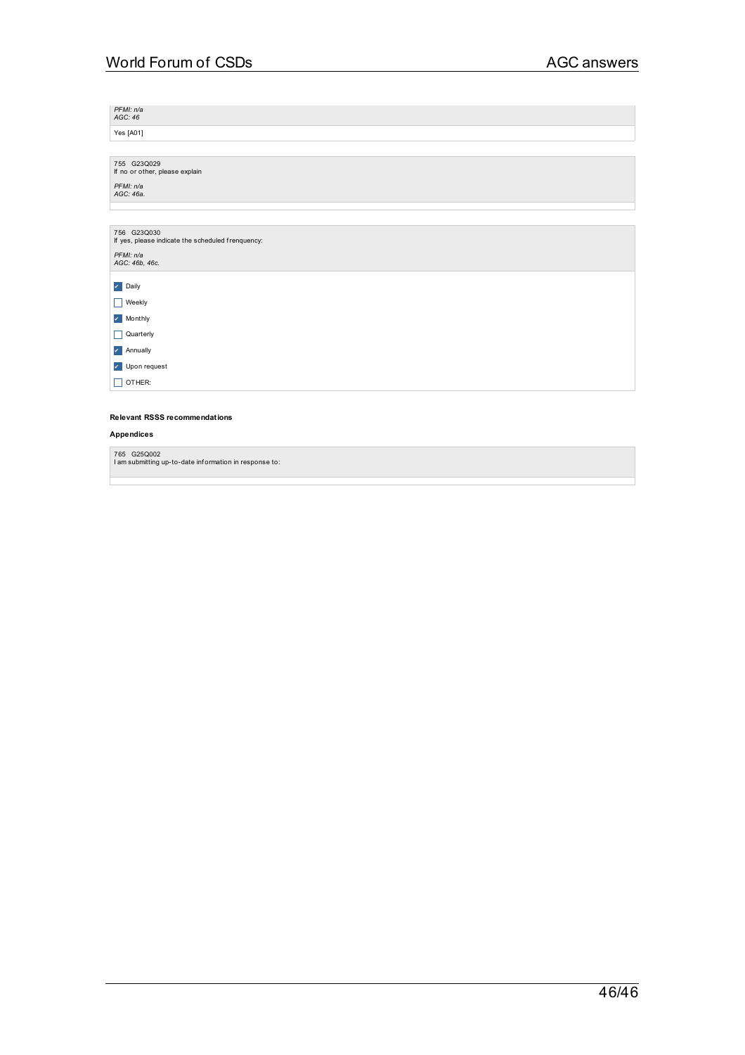*PFMI: n/a*
*AGC: 46*

Yes [A01]

755 G23Q029
If no or other, please explain

*PFMI: n/a*
*AGC: 46a.*

756 G23Q030
If yes, please indicate the scheduled frenquency:

*PFMI: n/a*
*AGC: 46b, 46c.*

- [x] Daily
- [ ] Weekly
- [x] Monthly
- [ ] Quarterly
- [x] Annually
- [x] Upon request
- [ ] OTHER:

**Relevant RSSS recommendations**

**Appendices**

765 G25Q002
I am submitting up-to-date information in response to: